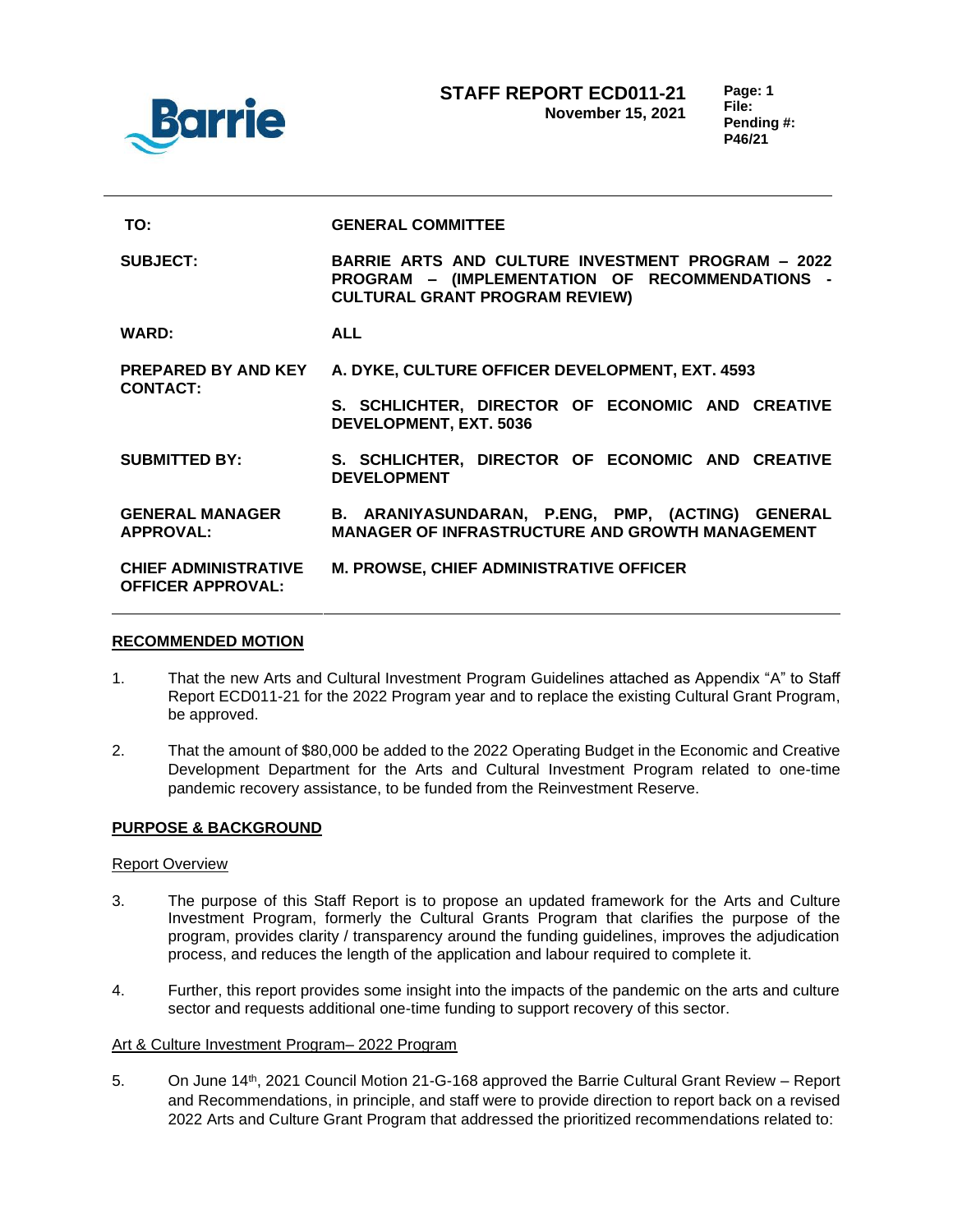# STAFF REPORT ECD011-21

**November 15, 2021**

**Page: 1**
**File:**
**Pending #: P46/21**

| | |
|---|---|
| **TO:** | **GENERAL COMMITTEE** |
| **SUBJECT:** | **BARRIE ARTS AND CULTURE INVESTMENT PROGRAM – 2022 PROGRAM – (IMPLEMENTATION OF RECOMMENDATIONS - CULTURAL GRANT PROGRAM REVIEW)** |
| **WARD:** | **ALL** |
| **PREPARED BY AND KEY CONTACT:** | **A. DYKE, CULTURE OFFICER DEVELOPMENT, EXT. 4593**<br><br>**S. SCHLICHTER, DIRECTOR OF ECONOMIC AND CREATIVE DEVELOPMENT, EXT. 5036** |
| **SUBMITTED BY:** | **S. SCHLICHTER, DIRECTOR OF ECONOMIC AND CREATIVE DEVELOPMENT** |
| **GENERAL MANAGER APPROVAL:** | **B. ARANIYASUNDARAN, P.ENG, PMP, (ACTING) GENERAL MANAGER OF INFRASTRUCTURE AND GROWTH MANAGEMENT** |
| **CHIEF ADMINISTRATIVE OFFICER APPROVAL:** | **M. PROWSE, CHIEF ADMINISTRATIVE OFFICER** |

## RECOMMENDED MOTION

1. That the new Arts and Cultural Investment Program Guidelines attached as Appendix "A" to Staff Report ECD011-21 for the 2022 Program year and to replace the existing Cultural Grant Program, be approved.

2. That the amount of $80,000 be added to the 2022 Operating Budget in the Economic and Creative Development Department for the Arts and Cultural Investment Program related to one-time pandemic recovery assistance, to be funded from the Reinvestment Reserve.

## PURPOSE & BACKGROUND

### Report Overview

3. The purpose of this Staff Report is to propose an updated framework for the Arts and Culture Investment Program, formerly the Cultural Grants Program that clarifies the purpose of the program, provides clarity / transparency around the funding guidelines, improves the adjudication process, and reduces the length of the application and labour required to complete it.

4. Further, this report provides some insight into the impacts of the pandemic on the arts and culture sector and requests additional one-time funding to support recovery of this sector.

### Art & Culture Investment Program– 2022 Program

5. On June 14th, 2021 Council Motion 21-G-168 approved the Barrie Cultural Grant Review – Report and Recommendations, in principle, and staff were to provide direction to report back on a revised 2022 Arts and Culture Grant Program that addressed the prioritized recommendations related to: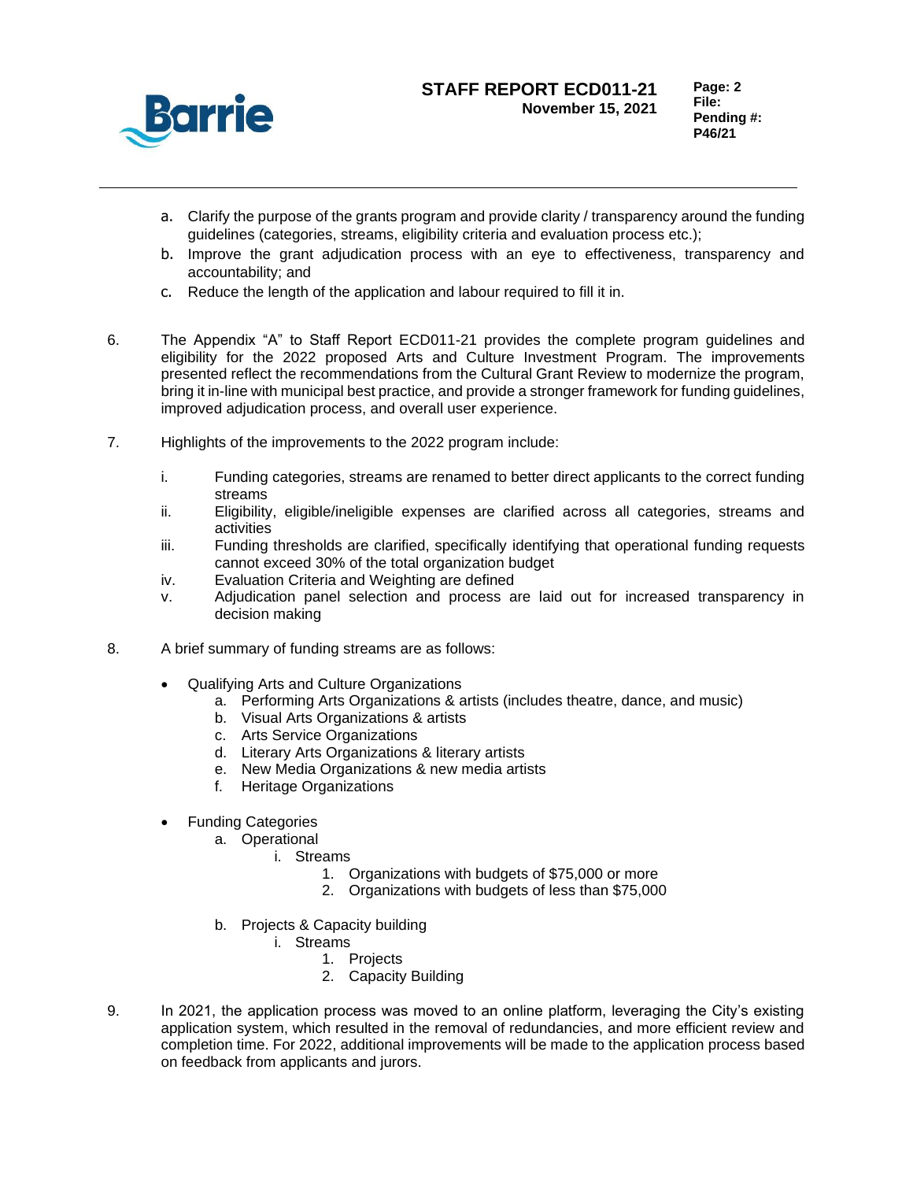a. Clarify the purpose of the grants program and provide clarity / transparency around the funding guidelines (categories, streams, eligibility criteria and evaluation process etc.);
b. Improve the grant adjudication process with an eye to effectiveness, transparency and accountability; and
c. Reduce the length of the application and labour required to fill it in.

6. The Appendix "A" to Staff Report ECD011-21 provides the complete program guidelines and eligibility for the 2022 proposed Arts and Culture Investment Program. The improvements presented reflect the recommendations from the Cultural Grant Review to modernize the program, bring it in-line with municipal best practice, and provide a stronger framework for funding guidelines, improved adjudication process, and overall user experience.

7. Highlights of the improvements to the 2022 program include:

   i. Funding categories, streams are renamed to better direct applicants to the correct funding streams
   ii. Eligibility, eligible/ineligible expenses are clarified across all categories, streams and activities
   iii. Funding thresholds are clarified, specifically identifying that operational funding requests cannot exceed 30% of the total organization budget
   iv. Evaluation Criteria and Weighting are defined
   v. Adjudication panel selection and process are laid out for increased transparency in decision making

8. A brief summary of funding streams are as follows:

   - Qualifying Arts and Culture Organizations
     a. Performing Arts Organizations & artists (includes theatre, dance, and music)
     b. Visual Arts Organizations & artists
     c. Arts Service Organizations
     d. Literary Arts Organizations & literary artists
     e. New Media Organizations & new media artists
     f. Heritage Organizations

   - Funding Categories
     a. Operational
        i. Streams
           1. Organizations with budgets of $75,000 or more
           2. Organizations with budgets of less than $75,000

     b. Projects & Capacity building
        i. Streams
           1. Projects
           2. Capacity Building

9. In 2021, the application process was moved to an online platform, leveraging the City's existing application system, which resulted in the removal of redundancies, and more efficient review and completion time. For 2022, additional improvements will be made to the application process based on feedback from applicants and jurors.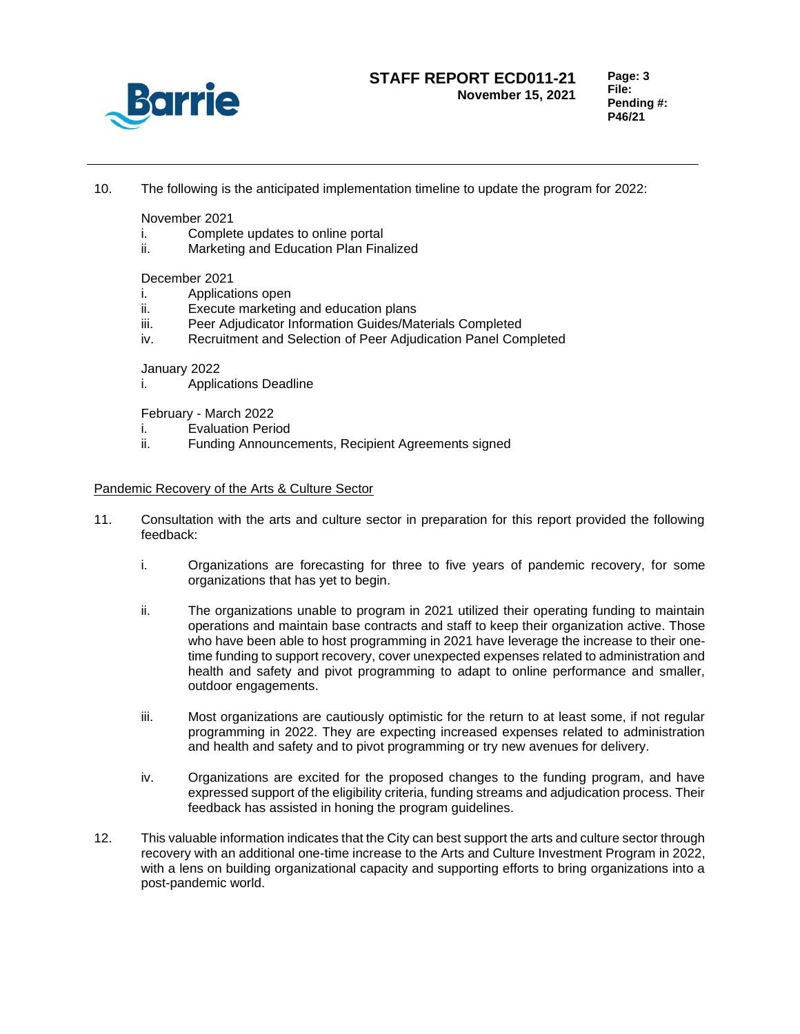10. The following is the anticipated implementation timeline to update the program for 2022:

    November 2021
    i. Complete updates to online portal
    ii. Marketing and Education Plan Finalized

    December 2021
    i. Applications open
    ii. Execute marketing and education plans
    iii. Peer Adjudicator Information Guides/Materials Completed
    iv. Recruitment and Selection of Peer Adjudication Panel Completed

    January 2022
    i. Applications Deadline

    February - March 2022
    i. Evaluation Period
    ii. Funding Announcements, Recipient Agreements signed

<u>Pandemic Recovery of the Arts & Culture Sector</u>

11. Consultation with the arts and culture sector in preparation for this report provided the following feedback:

    i. Organizations are forecasting for three to five years of pandemic recovery, for some organizations that has yet to begin.

    ii. The organizations unable to program in 2021 utilized their operating funding to maintain operations and maintain base contracts and staff to keep their organization active. Those who have been able to host programming in 2021 have leverage the increase to their one-time funding to support recovery, cover unexpected expenses related to administration and health and safety and pivot programming to adapt to online performance and smaller, outdoor engagements.

    iii. Most organizations are cautiously optimistic for the return to at least some, if not regular programming in 2022. They are expecting increased expenses related to administration and health and safety and to pivot programming or try new avenues for delivery.

    iv. Organizations are excited for the proposed changes to the funding program, and have expressed support of the eligibility criteria, funding streams and adjudication process. Their feedback has assisted in honing the program guidelines.

12. This valuable information indicates that the City can best support the arts and culture sector through recovery with an additional one-time increase to the Arts and Culture Investment Program in 2022, with a lens on building organizational capacity and supporting efforts to bring organizations into a post-pandemic world.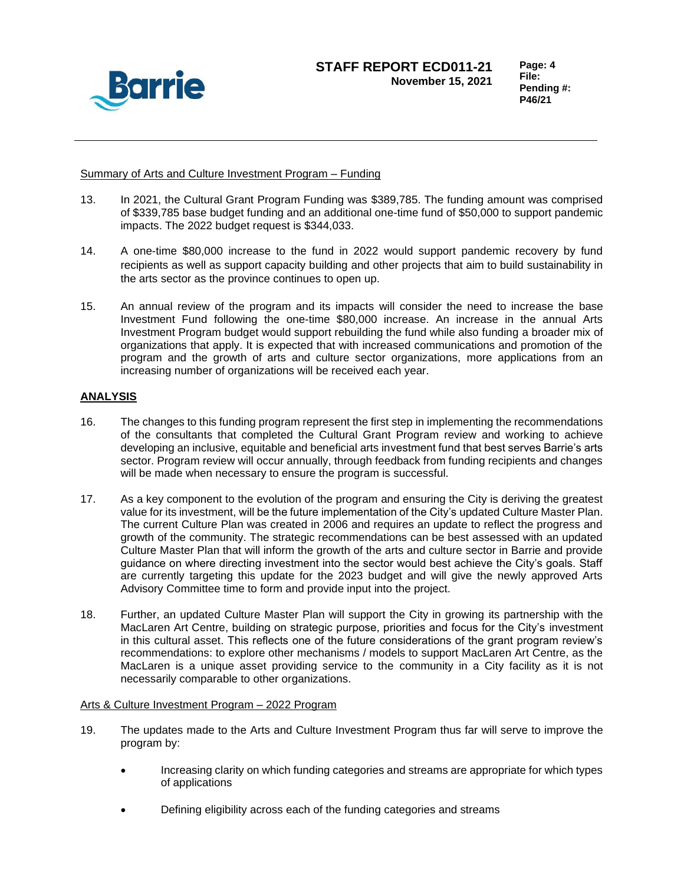Summary of Arts and Culture Investment Program – Funding

13. In 2021, the Cultural Grant Program Funding was $389,785. The funding amount was comprised of $339,785 base budget funding and an additional one-time fund of $50,000 to support pandemic impacts. The 2022 budget request is $344,033.

14. A one-time $80,000 increase to the fund in 2022 would support pandemic recovery by fund recipients as well as support capacity building and other projects that aim to build sustainability in the arts sector as the province continues to open up.

15. An annual review of the program and its impacts will consider the need to increase the base Investment Fund following the one-time $80,000 increase. An increase in the annual Arts Investment Program budget would support rebuilding the fund while also funding a broader mix of organizations that apply. It is expected that with increased communications and promotion of the program and the growth of arts and culture sector organizations, more applications from an increasing number of organizations will be received each year.

## ANALYSIS

16. The changes to this funding program represent the first step in implementing the recommendations of the consultants that completed the Cultural Grant Program review and working to achieve developing an inclusive, equitable and beneficial arts investment fund that best serves Barrie's arts sector. Program review will occur annually, through feedback from funding recipients and changes will be made when necessary to ensure the program is successful.

17. As a key component to the evolution of the program and ensuring the City is deriving the greatest value for its investment, will be the future implementation of the City's updated Culture Master Plan. The current Culture Plan was created in 2006 and requires an update to reflect the progress and growth of the community. The strategic recommendations can be best assessed with an updated Culture Master Plan that will inform the growth of the arts and culture sector in Barrie and provide guidance on where directing investment into the sector would best achieve the City's goals. Staff are currently targeting this update for the 2023 budget and will give the newly approved Arts Advisory Committee time to form and provide input into the project.

18. Further, an updated Culture Master Plan will support the City in growing its partnership with the MacLaren Art Centre, building on strategic purpose, priorities and focus for the City's investment in this cultural asset. This reflects one of the future considerations of the grant program review's recommendations: to explore other mechanisms / models to support MacLaren Art Centre, as the MacLaren is a unique asset providing service to the community in a City facility as it is not necessarily comparable to other organizations.

Arts & Culture Investment Program – 2022 Program

19. The updates made to the Arts and Culture Investment Program thus far will serve to improve the program by:

    - Increasing clarity on which funding categories and streams are appropriate for which types of applications
    - Defining eligibility across each of the funding categories and streams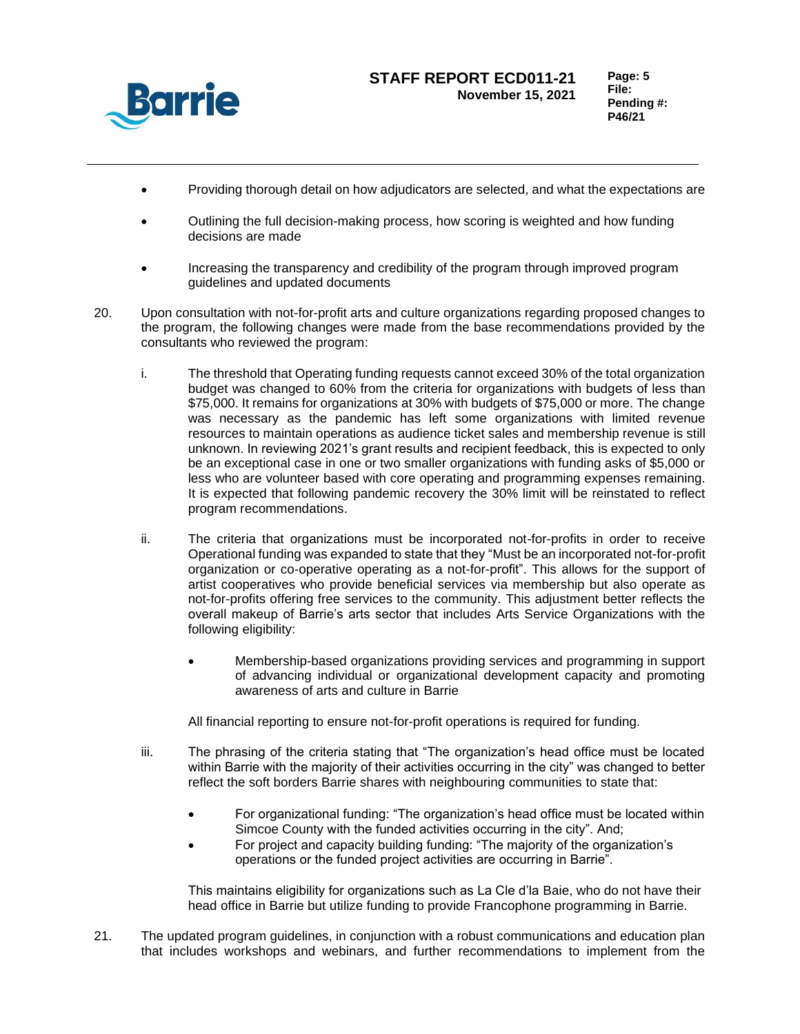- Providing thorough detail on how adjudicators are selected, and what the expectations are
- Outlining the full decision-making process, how scoring is weighted and how funding decisions are made
- Increasing the transparency and credibility of the program through improved program guidelines and updated documents

20. Upon consultation with not-for-profit arts and culture organizations regarding proposed changes to the program, the following changes were made from the base recommendations provided by the consultants who reviewed the program:

    i. The threshold that Operating funding requests cannot exceed 30% of the total organization budget was changed to 60% from the criteria for organizations with budgets of less than $75,000. It remains for organizations at 30% with budgets of $75,000 or more. The change was necessary as the pandemic has left some organizations with limited revenue resources to maintain operations as audience ticket sales and membership revenue is still unknown. In reviewing 2021's grant results and recipient feedback, this is expected to only be an exceptional case in one or two smaller organizations with funding asks of $5,000 or less who are volunteer based with core operating and programming expenses remaining. It is expected that following pandemic recovery the 30% limit will be reinstated to reflect program recommendations.

    ii. The criteria that organizations must be incorporated not-for-profits in order to receive Operational funding was expanded to state that they "Must be an incorporated not-for-profit organization or co-operative operating as a not-for-profit". This allows for the support of artist cooperatives who provide beneficial services via membership but also operate as not-for-profits offering free services to the community. This adjustment better reflects the overall makeup of Barrie's arts sector that includes Arts Service Organizations with the following eligibility:

        - Membership-based organizations providing services and programming in support of advancing individual or organizational development capacity and promoting awareness of arts and culture in Barrie

        All financial reporting to ensure not-for-profit operations is required for funding.

    iii. The phrasing of the criteria stating that "The organization's head office must be located within Barrie with the majority of their activities occurring in the city" was changed to better reflect the soft borders Barrie shares with neighbouring communities to state that:

        - For organizational funding: "The organization's head office must be located within Simcoe County with the funded activities occurring in the city". And;
        - For project and capacity building funding: "The majority of the organization's operations or the funded project activities are occurring in Barrie".

        This maintains eligibility for organizations such as La Cle d'la Baie, who do not have their head office in Barrie but utilize funding to provide Francophone programming in Barrie.

21. The updated program guidelines, in conjunction with a robust communications and education plan that includes workshops and webinars, and further recommendations to implement from the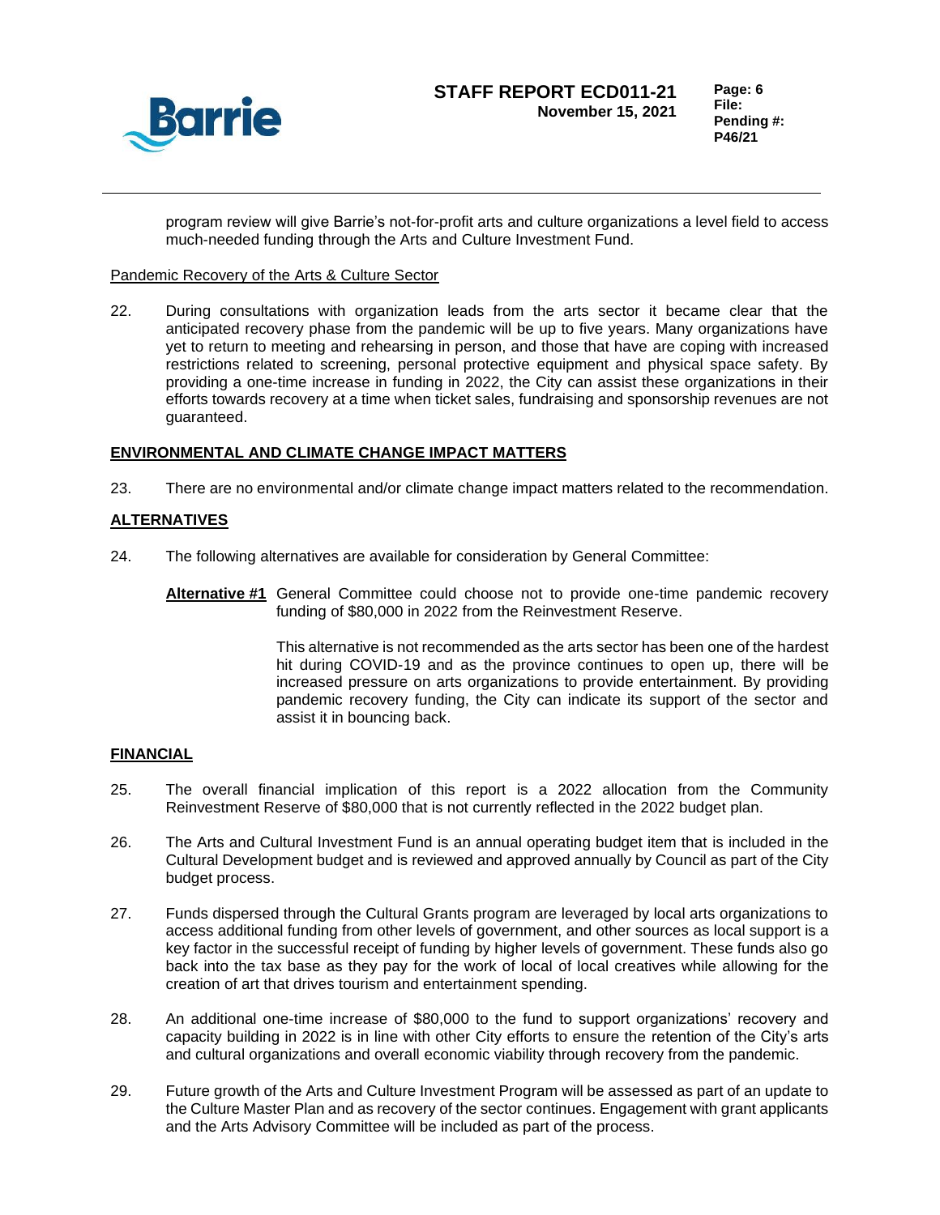program review will give Barrie's not-for-profit arts and culture organizations a level field to access much-needed funding through the Arts and Culture Investment Fund.

Pandemic Recovery of the Arts & Culture Sector

22. During consultations with organization leads from the arts sector it became clear that the anticipated recovery phase from the pandemic will be up to five years. Many organizations have yet to return to meeting and rehearsing in person, and those that have are coping with increased restrictions related to screening, personal protective equipment and physical space safety. By providing a one-time increase in funding in 2022, the City can assist these organizations in their efforts towards recovery at a time when ticket sales, fundraising and sponsorship revenues are not guaranteed.

## ENVIRONMENTAL AND CLIMATE CHANGE IMPACT MATTERS

23. There are no environmental and/or climate change impact matters related to the recommendation.

## ALTERNATIVES

24. The following alternatives are available for consideration by General Committee:

**Alternative #1** General Committee could choose not to provide one-time pandemic recovery funding of $80,000 in 2022 from the Reinvestment Reserve.

This alternative is not recommended as the arts sector has been one of the hardest hit during COVID-19 and as the province continues to open up, there will be increased pressure on arts organizations to provide entertainment. By providing pandemic recovery funding, the City can indicate its support of the sector and assist it in bouncing back.

## FINANCIAL

25. The overall financial implication of this report is a 2022 allocation from the Community Reinvestment Reserve of $80,000 that is not currently reflected in the 2022 budget plan.

26. The Arts and Cultural Investment Fund is an annual operating budget item that is included in the Cultural Development budget and is reviewed and approved annually by Council as part of the City budget process.

27. Funds dispersed through the Cultural Grants program are leveraged by local arts organizations to access additional funding from other levels of government, and other sources as local support is a key factor in the successful receipt of funding by higher levels of government. These funds also go back into the tax base as they pay for the work of local of local creatives while allowing for the creation of art that drives tourism and entertainment spending.

28. An additional one-time increase of $80,000 to the fund to support organizations' recovery and capacity building in 2022 is in line with other City efforts to ensure the retention of the City's arts and cultural organizations and overall economic viability through recovery from the pandemic.

29. Future growth of the Arts and Culture Investment Program will be assessed as part of an update to the Culture Master Plan and as recovery of the sector continues. Engagement with grant applicants and the Arts Advisory Committee will be included as part of the process.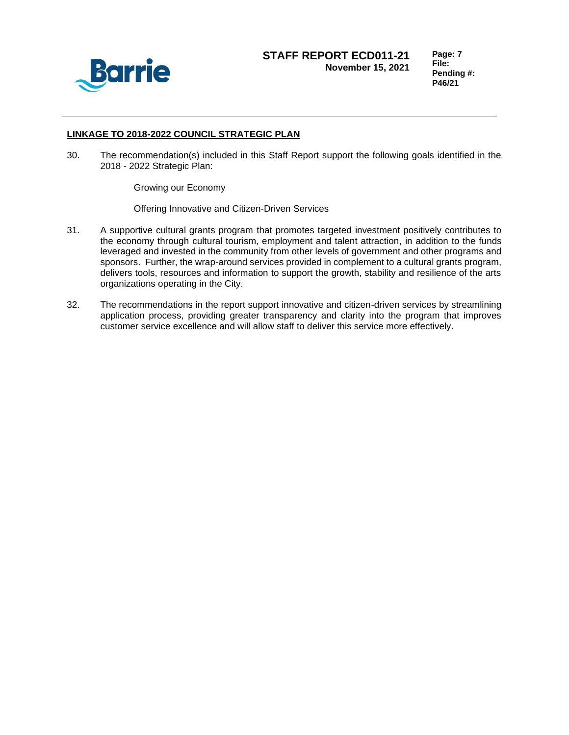## LINKAGE TO 2018-2022 COUNCIL STRATEGIC PLAN

30. The recommendation(s) included in this Staff Report support the following goals identified in the 2018 - 2022 Strategic Plan:

    Growing our Economy

    Offering Innovative and Citizen-Driven Services

31. A supportive cultural grants program that promotes targeted investment positively contributes to the economy through cultural tourism, employment and talent attraction, in addition to the funds leveraged and invested in the community from other levels of government and other programs and sponsors. Further, the wrap-around services provided in complement to a cultural grants program, delivers tools, resources and information to support the growth, stability and resilience of the arts organizations operating in the City.

32. The recommendations in the report support innovative and citizen-driven services by streamlining application process, providing greater transparency and clarity into the program that improves customer service excellence and will allow staff to deliver this service more effectively.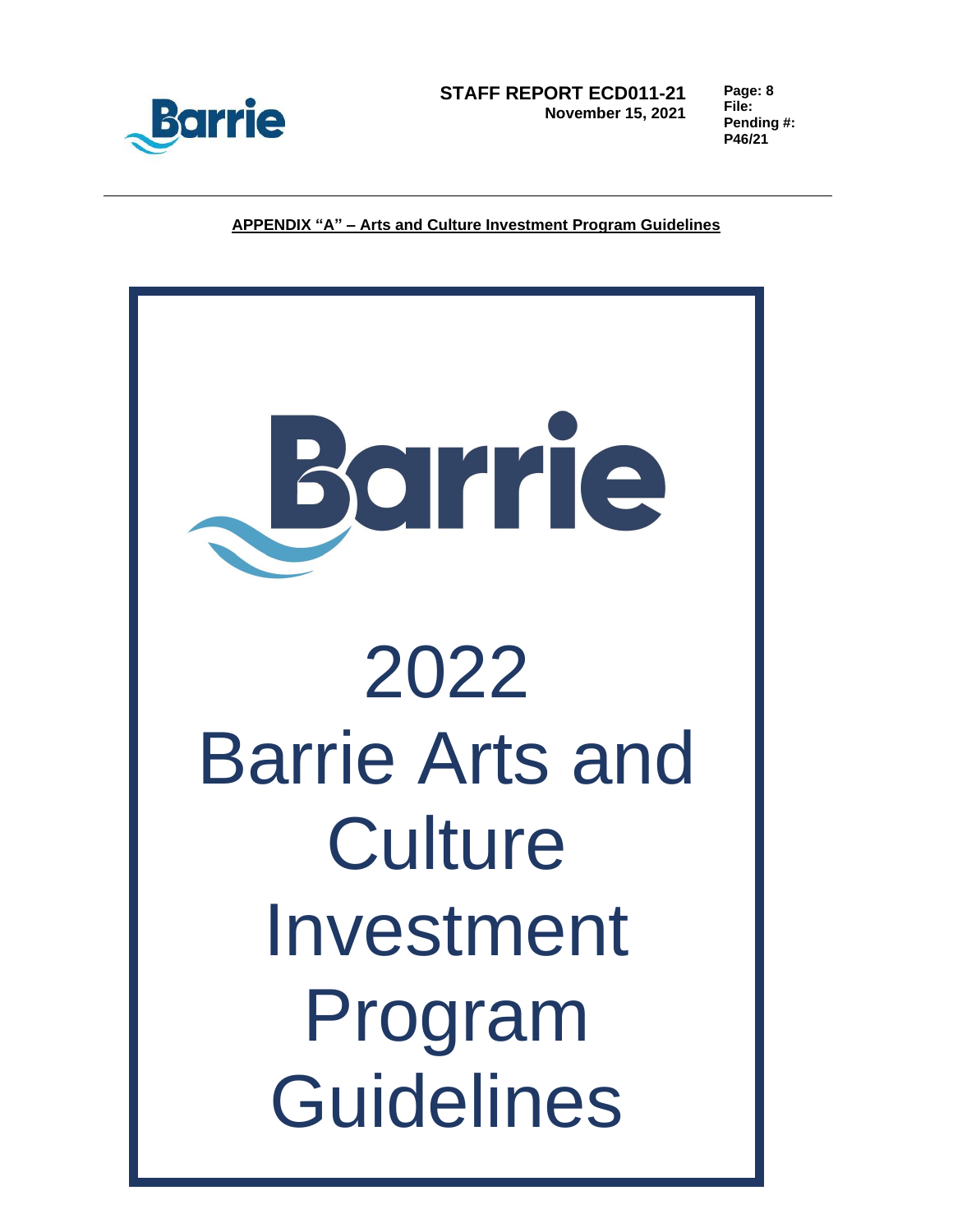**APPENDIX "A" – Arts and Culture Investment Program Guidelines**

# 2022 Barrie Arts and Culture Investment Program Guidelines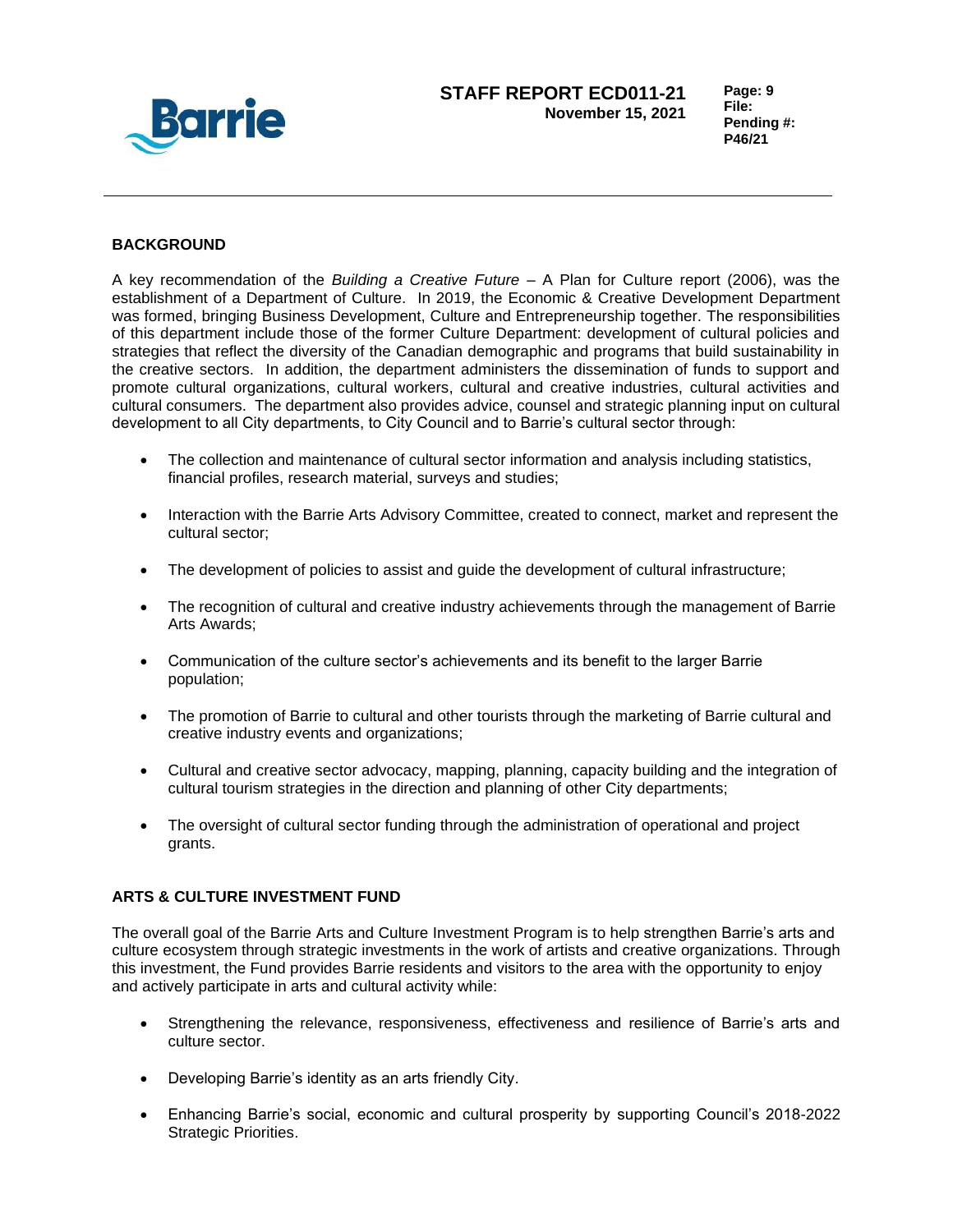## BACKGROUND

A key recommendation of the *Building a Creative Future* – A Plan for Culture report (2006), was the establishment of a Department of Culture. In 2019, the Economic & Creative Development Department was formed, bringing Business Development, Culture and Entrepreneurship together. The responsibilities of this department include those of the former Culture Department: development of cultural policies and strategies that reflect the diversity of the Canadian demographic and programs that build sustainability in the creative sectors. In addition, the department administers the dissemination of funds to support and promote cultural organizations, cultural workers, cultural and creative industries, cultural activities and cultural consumers. The department also provides advice, counsel and strategic planning input on cultural development to all City departments, to City Council and to Barrie's cultural sector through:

- The collection and maintenance of cultural sector information and analysis including statistics, financial profiles, research material, surveys and studies;
- Interaction with the Barrie Arts Advisory Committee, created to connect, market and represent the cultural sector;
- The development of policies to assist and guide the development of cultural infrastructure;
- The recognition of cultural and creative industry achievements through the management of Barrie Arts Awards;
- Communication of the culture sector's achievements and its benefit to the larger Barrie population;
- The promotion of Barrie to cultural and other tourists through the marketing of Barrie cultural and creative industry events and organizations;
- Cultural and creative sector advocacy, mapping, planning, capacity building and the integration of cultural tourism strategies in the direction and planning of other City departments;
- The oversight of cultural sector funding through the administration of operational and project grants.

## ARTS & CULTURE INVESTMENT FUND

The overall goal of the Barrie Arts and Culture Investment Program is to help strengthen Barrie's arts and culture ecosystem through strategic investments in the work of artists and creative organizations. Through this investment, the Fund provides Barrie residents and visitors to the area with the opportunity to enjoy and actively participate in arts and cultural activity while:

- Strengthening the relevance, responsiveness, effectiveness and resilience of Barrie's arts and culture sector.
- Developing Barrie's identity as an arts friendly City.
- Enhancing Barrie's social, economic and cultural prosperity by supporting Council's 2018-2022 Strategic Priorities.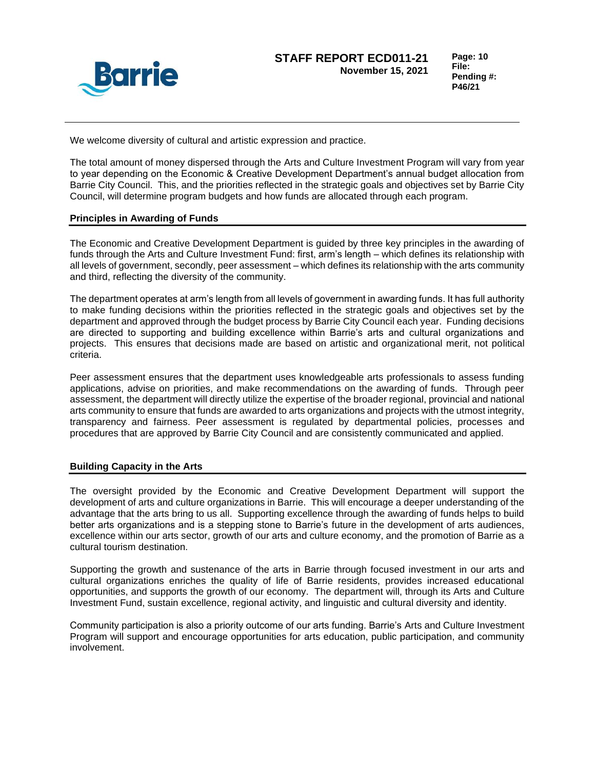We welcome diversity of cultural and artistic expression and practice.

The total amount of money dispersed through the Arts and Culture Investment Program will vary from year to year depending on the Economic & Creative Development Department's annual budget allocation from Barrie City Council. This, and the priorities reflected in the strategic goals and objectives set by Barrie City Council, will determine program budgets and how funds are allocated through each program.

**Principles in Awarding of Funds**

The Economic and Creative Development Department is guided by three key principles in the awarding of funds through the Arts and Culture Investment Fund: first, arm's length – which defines its relationship with all levels of government, secondly, peer assessment – which defines its relationship with the arts community and third, reflecting the diversity of the community.

The department operates at arm's length from all levels of government in awarding funds. It has full authority to make funding decisions within the priorities reflected in the strategic goals and objectives set by the department and approved through the budget process by Barrie City Council each year. Funding decisions are directed to supporting and building excellence within Barrie's arts and cultural organizations and projects. This ensures that decisions made are based on artistic and organizational merit, not political criteria.

Peer assessment ensures that the department uses knowledgeable arts professionals to assess funding applications, advise on priorities, and make recommendations on the awarding of funds. Through peer assessment, the department will directly utilize the expertise of the broader regional, provincial and national arts community to ensure that funds are awarded to arts organizations and projects with the utmost integrity, transparency and fairness. Peer assessment is regulated by departmental policies, processes and procedures that are approved by Barrie City Council and are consistently communicated and applied.

**Building Capacity in the Arts**

The oversight provided by the Economic and Creative Development Department will support the development of arts and culture organizations in Barrie. This will encourage a deeper understanding of the advantage that the arts bring to us all. Supporting excellence through the awarding of funds helps to build better arts organizations and is a stepping stone to Barrie's future in the development of arts audiences, excellence within our arts sector, growth of our arts and culture economy, and the promotion of Barrie as a cultural tourism destination.

Supporting the growth and sustenance of the arts in Barrie through focused investment in our arts and cultural organizations enriches the quality of life of Barrie residents, provides increased educational opportunities, and supports the growth of our economy. The department will, through its Arts and Culture Investment Fund, sustain excellence, regional activity, and linguistic and cultural diversity and identity.

Community participation is also a priority outcome of our arts funding. Barrie's Arts and Culture Investment Program will support and encourage opportunities for arts education, public participation, and community involvement.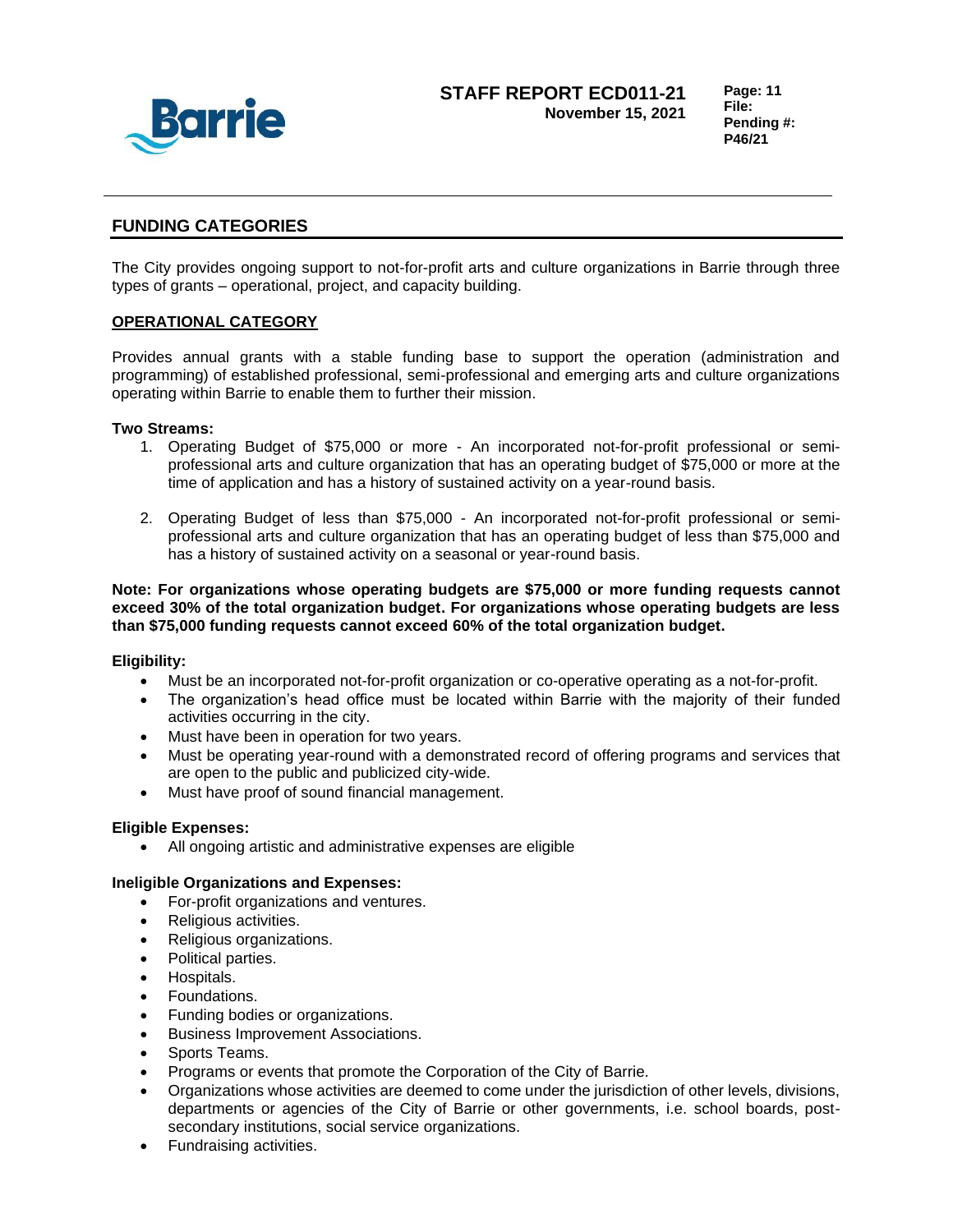## FUNDING CATEGORIES

The City provides ongoing support to not-for-profit arts and culture organizations in Barrie through three types of grants – operational, project, and capacity building.

### OPERATIONAL CATEGORY

Provides annual grants with a stable funding base to support the operation (administration and programming) of established professional, semi-professional and emerging arts and culture organizations operating within Barrie to enable them to further their mission.

**Two Streams:**

1. Operating Budget of $75,000 or more - An incorporated not-for-profit professional or semi-professional arts and culture organization that has an operating budget of $75,000 or more at the time of application and has a history of sustained activity on a year-round basis.

2. Operating Budget of less than $75,000 - An incorporated not-for-profit professional or semi-professional arts and culture organization that has an operating budget of less than $75,000 and has a history of sustained activity on a seasonal or year-round basis.

**Note: For organizations whose operating budgets are $75,000 or more funding requests cannot exceed 30% of the total organization budget. For organizations whose operating budgets are less than $75,000 funding requests cannot exceed 60% of the total organization budget.**

**Eligibility:**

- Must be an incorporated not-for-profit organization or co-operative operating as a not-for-profit.
- The organization's head office must be located within Barrie with the majority of their funded activities occurring in the city.
- Must have been in operation for two years.
- Must be operating year-round with a demonstrated record of offering programs and services that are open to the public and publicized city-wide.
- Must have proof of sound financial management.

**Eligible Expenses:**

- All ongoing artistic and administrative expenses are eligible

**Ineligible Organizations and Expenses:**

- For-profit organizations and ventures.
- Religious activities.
- Religious organizations.
- Political parties.
- Hospitals.
- Foundations.
- Funding bodies or organizations.
- Business Improvement Associations.
- Sports Teams.
- Programs or events that promote the Corporation of the City of Barrie.
- Organizations whose activities are deemed to come under the jurisdiction of other levels, divisions, departments or agencies of the City of Barrie or other governments, i.e. school boards, post-secondary institutions, social service organizations.
- Fundraising activities.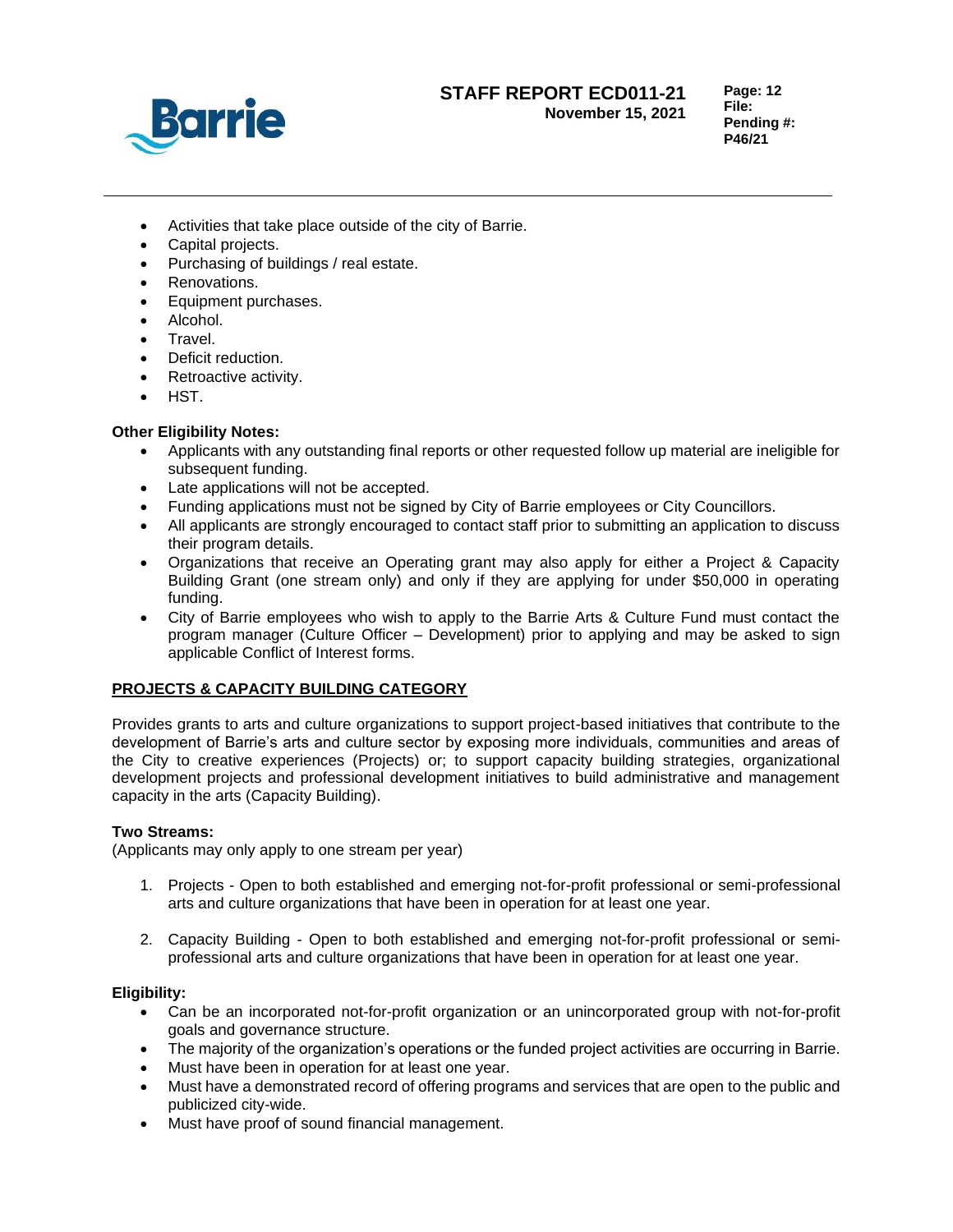- Activities that take place outside of the city of Barrie.
- Capital projects.
- Purchasing of buildings / real estate.
- Renovations.
- Equipment purchases.
- Alcohol.
- Travel.
- Deficit reduction.
- Retroactive activity.
- HST.

**Other Eligibility Notes:**

- Applicants with any outstanding final reports or other requested follow up material are ineligible for subsequent funding.
- Late applications will not be accepted.
- Funding applications must not be signed by City of Barrie employees or City Councillors.
- All applicants are strongly encouraged to contact staff prior to submitting an application to discuss their program details.
- Organizations that receive an Operating grant may also apply for either a Project & Capacity Building Grant (one stream only) and only if they are applying for under $50,000 in operating funding.
- City of Barrie employees who wish to apply to the Barrie Arts & Culture Fund must contact the program manager (Culture Officer – Development) prior to applying and may be asked to sign applicable Conflict of Interest forms.

**PROJECTS & CAPACITY BUILDING CATEGORY**

Provides grants to arts and culture organizations to support project-based initiatives that contribute to the development of Barrie's arts and culture sector by exposing more individuals, communities and areas of the City to creative experiences (Projects) or; to support capacity building strategies, organizational development projects and professional development initiatives to build administrative and management capacity in the arts (Capacity Building).

**Two Streams:**
(Applicants may only apply to one stream per year)

1. Projects - Open to both established and emerging not-for-profit professional or semi-professional arts and culture organizations that have been in operation for at least one year.

2. Capacity Building - Open to both established and emerging not-for-profit professional or semi-professional arts and culture organizations that have been in operation for at least one year.

**Eligibility:**

- Can be an incorporated not-for-profit organization or an unincorporated group with not-for-profit goals and governance structure.
- The majority of the organization's operations or the funded project activities are occurring in Barrie.
- Must have been in operation for at least one year.
- Must have a demonstrated record of offering programs and services that are open to the public and publicized city-wide.
- Must have proof of sound financial management.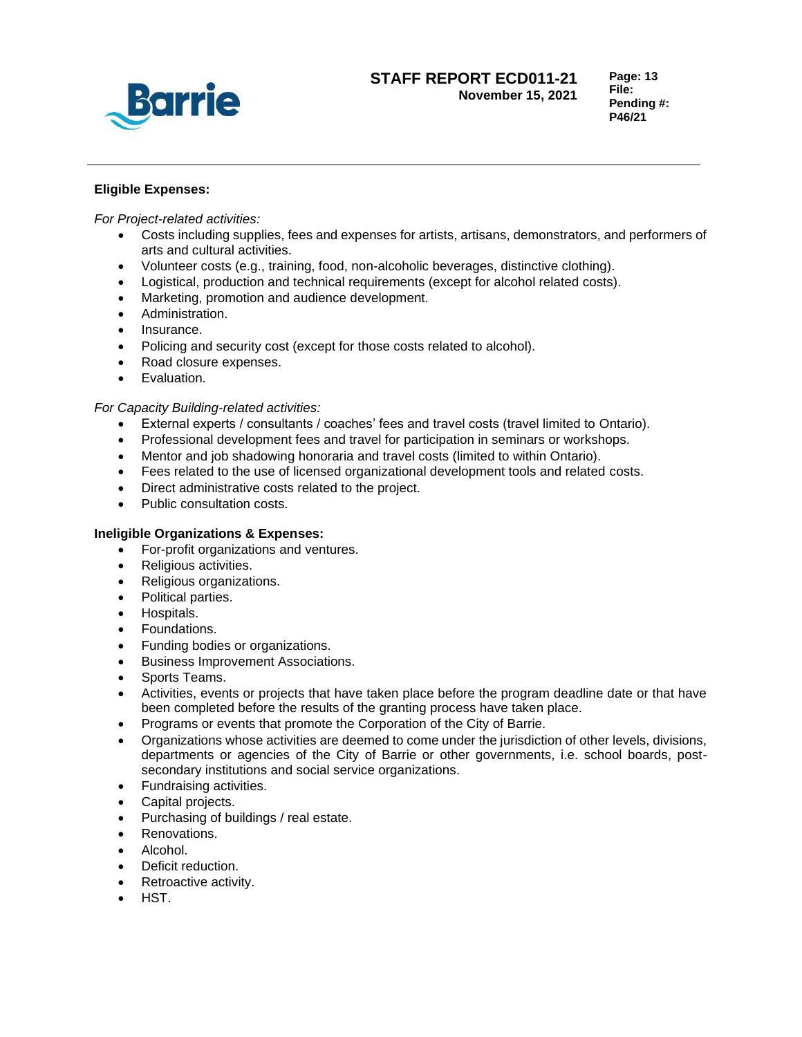**Eligible Expenses:**

*For Project-related activities:*

- Costs including supplies, fees and expenses for artists, artisans, demonstrators, and performers of arts and cultural activities.
- Volunteer costs (e.g., training, food, non-alcoholic beverages, distinctive clothing).
- Logistical, production and technical requirements (except for alcohol related costs).
- Marketing, promotion and audience development.
- Administration.
- Insurance.
- Policing and security cost (except for those costs related to alcohol).
- Road closure expenses.
- Evaluation.

*For Capacity Building-related activities:*

- External experts / consultants / coaches' fees and travel costs (travel limited to Ontario).
- Professional development fees and travel for participation in seminars or workshops.
- Mentor and job shadowing honoraria and travel costs (limited to within Ontario).
- Fees related to the use of licensed organizational development tools and related costs.
- Direct administrative costs related to the project.
- Public consultation costs.

**Ineligible Organizations & Expenses:**

- For-profit organizations and ventures.
- Religious activities.
- Religious organizations.
- Political parties.
- Hospitals.
- Foundations.
- Funding bodies or organizations.
- Business Improvement Associations.
- Sports Teams.
- Activities, events or projects that have taken place before the program deadline date or that have been completed before the results of the granting process have taken place.
- Programs or events that promote the Corporation of the City of Barrie.
- Organizations whose activities are deemed to come under the jurisdiction of other levels, divisions, departments or agencies of the City of Barrie or other governments, i.e. school boards, post-secondary institutions and social service organizations.
- Fundraising activities.
- Capital projects.
- Purchasing of buildings / real estate.
- Renovations.
- Alcohol.
- Deficit reduction.
- Retroactive activity.
- HST.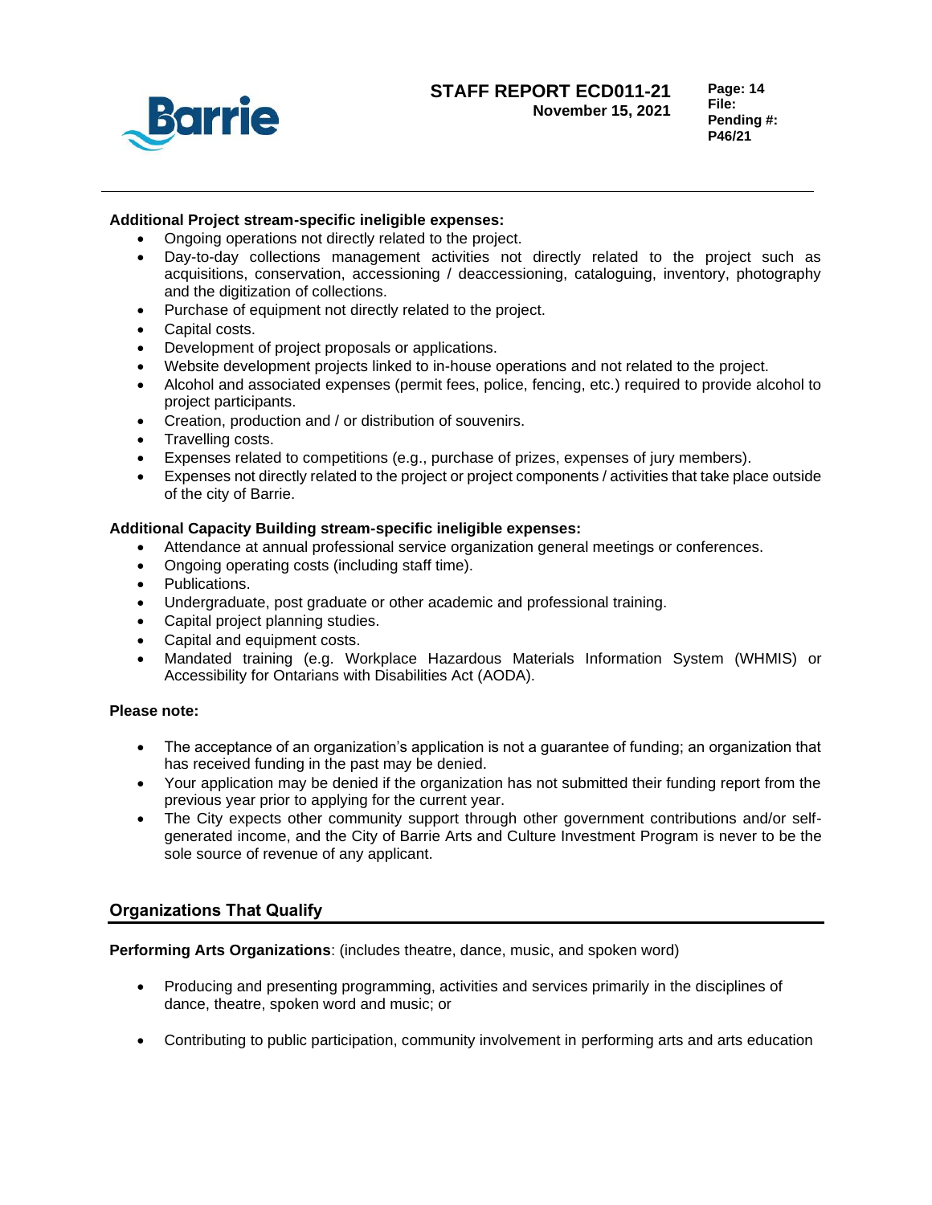**Additional Project stream-specific ineligible expenses:**

- Ongoing operations not directly related to the project.
- Day-to-day collections management activities not directly related to the project such as acquisitions, conservation, accessioning / deaccessioning, cataloguing, inventory, photography and the digitization of collections.
- Purchase of equipment not directly related to the project.
- Capital costs.
- Development of project proposals or applications.
- Website development projects linked to in-house operations and not related to the project.
- Alcohol and associated expenses (permit fees, police, fencing, etc.) required to provide alcohol to project participants.
- Creation, production and / or distribution of souvenirs.
- Travelling costs.
- Expenses related to competitions (e.g., purchase of prizes, expenses of jury members).
- Expenses not directly related to the project or project components / activities that take place outside of the city of Barrie.

**Additional Capacity Building stream-specific ineligible expenses:**

- Attendance at annual professional service organization general meetings or conferences.
- Ongoing operating costs (including staff time).
- Publications.
- Undergraduate, post graduate or other academic and professional training.
- Capital project planning studies.
- Capital and equipment costs.
- Mandated training (e.g. Workplace Hazardous Materials Information System (WHMIS) or Accessibility for Ontarians with Disabilities Act (AODA).

**Please note:**

- The acceptance of an organization's application is not a guarantee of funding; an organization that has received funding in the past may be denied.
- Your application may be denied if the organization has not submitted their funding report from the previous year prior to applying for the current year.
- The City expects other community support through other government contributions and/or self-generated income, and the City of Barrie Arts and Culture Investment Program is never to be the sole source of revenue of any applicant.

## Organizations That Qualify

**Performing Arts Organizations**: (includes theatre, dance, music, and spoken word)

- Producing and presenting programming, activities and services primarily in the disciplines of dance, theatre, spoken word and music; or
- Contributing to public participation, community involvement in performing arts and arts education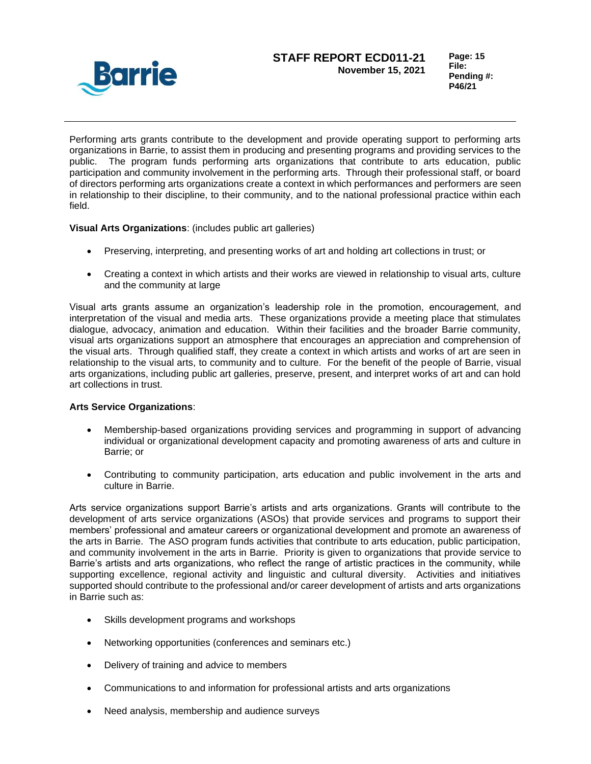Performing arts grants contribute to the development and provide operating support to performing arts organizations in Barrie, to assist them in producing and presenting programs and providing services to the public. The program funds performing arts organizations that contribute to arts education, public participation and community involvement in the performing arts. Through their professional staff, or board of directors performing arts organizations create a context in which performances and performers are seen in relationship to their discipline, to their community, and to the national professional practice within each field.

**Visual Arts Organizations**: (includes public art galleries)

- Preserving, interpreting, and presenting works of art and holding art collections in trust; or
- Creating a context in which artists and their works are viewed in relationship to visual arts, culture and the community at large

Visual arts grants assume an organization's leadership role in the promotion, encouragement, and interpretation of the visual and media arts. These organizations provide a meeting place that stimulates dialogue, advocacy, animation and education. Within their facilities and the broader Barrie community, visual arts organizations support an atmosphere that encourages an appreciation and comprehension of the visual arts. Through qualified staff, they create a context in which artists and works of art are seen in relationship to the visual arts, to community and to culture. For the benefit of the people of Barrie, visual arts organizations, including public art galleries, preserve, present, and interpret works of art and can hold art collections in trust.

**Arts Service Organizations**:

- Membership-based organizations providing services and programming in support of advancing individual or organizational development capacity and promoting awareness of arts and culture in Barrie; or
- Contributing to community participation, arts education and public involvement in the arts and culture in Barrie.

Arts service organizations support Barrie's artists and arts organizations. Grants will contribute to the development of arts service organizations (ASOs) that provide services and programs to support their members' professional and amateur careers or organizational development and promote an awareness of the arts in Barrie. The ASO program funds activities that contribute to arts education, public participation, and community involvement in the arts in Barrie. Priority is given to organizations that provide service to Barrie's artists and arts organizations, who reflect the range of artistic practices in the community, while supporting excellence, regional activity and linguistic and cultural diversity. Activities and initiatives supported should contribute to the professional and/or career development of artists and arts organizations in Barrie such as:

- Skills development programs and workshops
- Networking opportunities (conferences and seminars etc.)
- Delivery of training and advice to members
- Communications to and information for professional artists and arts organizations
- Need analysis, membership and audience surveys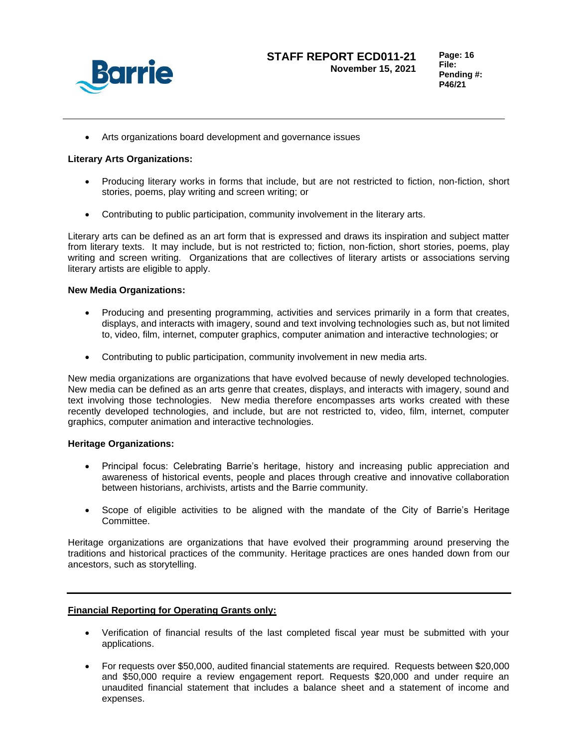- Arts organizations board development and governance issues

**Literary Arts Organizations:**

- Producing literary works in forms that include, but are not restricted to fiction, non-fiction, short stories, poems, play writing and screen writing; or
- Contributing to public participation, community involvement in the literary arts.

Literary arts can be defined as an art form that is expressed and draws its inspiration and subject matter from literary texts. It may include, but is not restricted to; fiction, non-fiction, short stories, poems, play writing and screen writing. Organizations that are collectives of literary artists or associations serving literary artists are eligible to apply.

**New Media Organizations:**

- Producing and presenting programming, activities and services primarily in a form that creates, displays, and interacts with imagery, sound and text involving technologies such as, but not limited to, video, film, internet, computer graphics, computer animation and interactive technologies; or
- Contributing to public participation, community involvement in new media arts.

New media organizations are organizations that have evolved because of newly developed technologies. New media can be defined as an arts genre that creates, displays, and interacts with imagery, sound and text involving those technologies. New media therefore encompasses arts works created with these recently developed technologies, and include, but are not restricted to, video, film, internet, computer graphics, computer animation and interactive technologies.

**Heritage Organizations:**

- Principal focus: Celebrating Barrie's heritage, history and increasing public appreciation and awareness of historical events, people and places through creative and innovative collaboration between historians, archivists, artists and the Barrie community.
- Scope of eligible activities to be aligned with the mandate of the City of Barrie's Heritage Committee.

Heritage organizations are organizations that have evolved their programming around preserving the traditions and historical practices of the community. Heritage practices are ones handed down from our ancestors, such as storytelling.

---

**Financial Reporting for Operating Grants only:**

- Verification of financial results of the last completed fiscal year must be submitted with your applications.
- For requests over $50,000, audited financial statements are required. Requests between $20,000 and $50,000 require a review engagement report. Requests $20,000 and under require an unaudited financial statement that includes a balance sheet and a statement of income and expenses.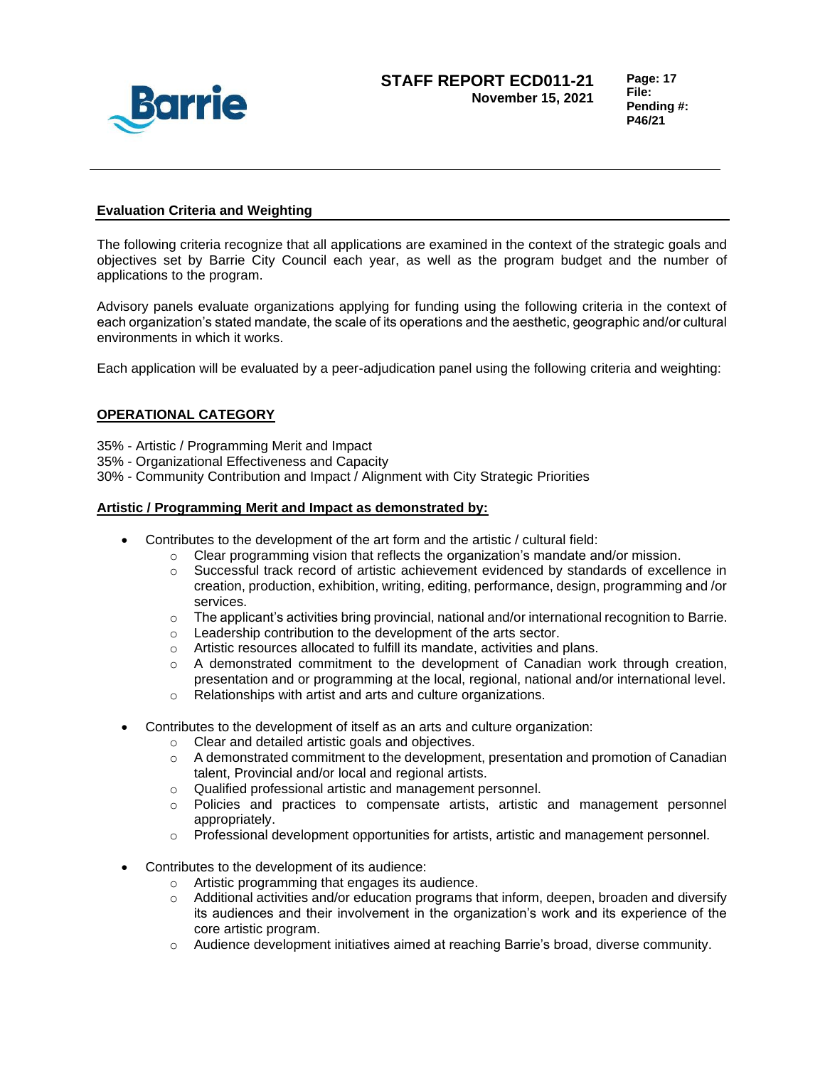## Evaluation Criteria and Weighting

The following criteria recognize that all applications are examined in the context of the strategic goals and objectives set by Barrie City Council each year, as well as the program budget and the number of applications to the program.

Advisory panels evaluate organizations applying for funding using the following criteria in the context of each organization's stated mandate, the scale of its operations and the aesthetic, geographic and/or cultural environments in which it works.

Each application will be evaluated by a peer-adjudication panel using the following criteria and weighting:

### OPERATIONAL CATEGORY

35% - Artistic / Programming Merit and Impact
35% - Organizational Effectiveness and Capacity
30% - Community Contribution and Impact / Alignment with City Strategic Priorities

#### Artistic / Programming Merit and Impact as demonstrated by:

- Contributes to the development of the art form and the artistic / cultural field:
  - Clear programming vision that reflects the organization's mandate and/or mission.
  - Successful track record of artistic achievement evidenced by standards of excellence in creation, production, exhibition, writing, editing, performance, design, programming and /or services.
  - The applicant's activities bring provincial, national and/or international recognition to Barrie.
  - Leadership contribution to the development of the arts sector.
  - Artistic resources allocated to fulfill its mandate, activities and plans.
  - A demonstrated commitment to the development of Canadian work through creation, presentation and or programming at the local, regional, national and/or international level.
  - Relationships with artist and arts and culture organizations.

- Contributes to the development of itself as an arts and culture organization:
  - Clear and detailed artistic goals and objectives.
  - A demonstrated commitment to the development, presentation and promotion of Canadian talent, Provincial and/or local and regional artists.
  - Qualified professional artistic and management personnel.
  - Policies and practices to compensate artists, artistic and management personnel appropriately.
  - Professional development opportunities for artists, artistic and management personnel.

- Contributes to the development of its audience:
  - Artistic programming that engages its audience.
  - Additional activities and/or education programs that inform, deepen, broaden and diversify its audiences and their involvement in the organization's work and its experience of the core artistic program.
  - Audience development initiatives aimed at reaching Barrie's broad, diverse community.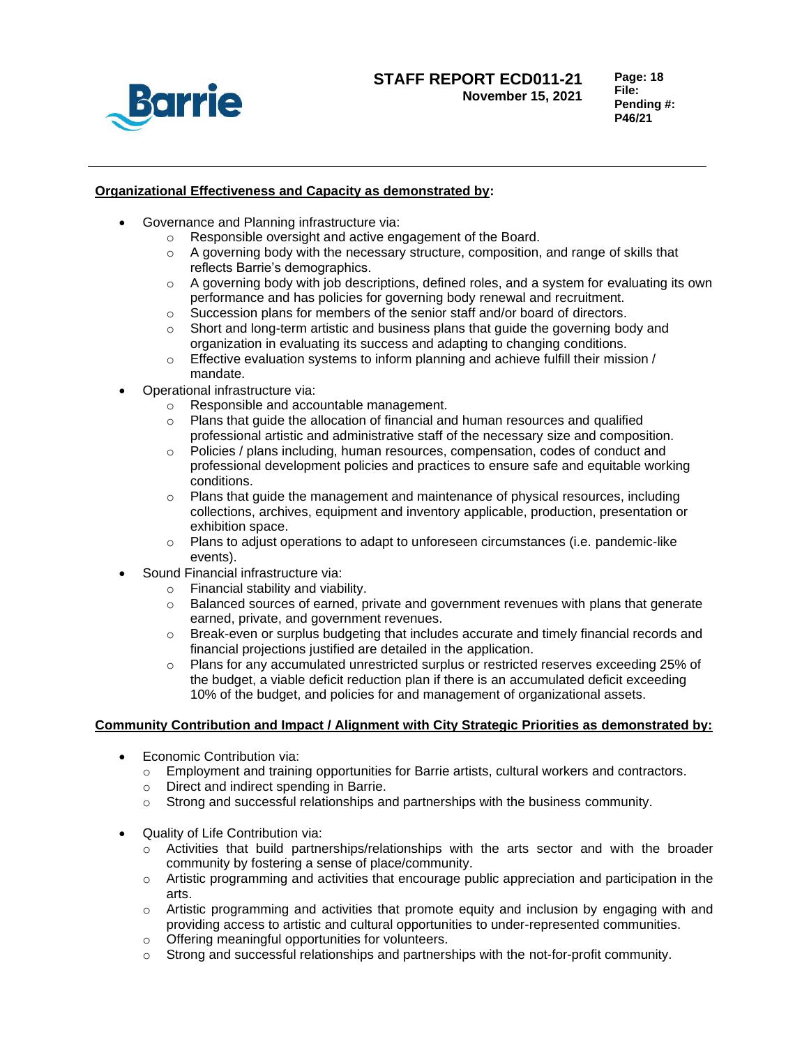**Organizational Effectiveness and Capacity as demonstrated by:**

- Governance and Planning infrastructure via:
    - Responsible oversight and active engagement of the Board.
    - A governing body with the necessary structure, composition, and range of skills that reflects Barrie's demographics.
    - A governing body with job descriptions, defined roles, and a system for evaluating its own performance and has policies for governing body renewal and recruitment.
    - Succession plans for members of the senior staff and/or board of directors.
    - Short and long-term artistic and business plans that guide the governing body and organization in evaluating its success and adapting to changing conditions.
    - Effective evaluation systems to inform planning and achieve fulfill their mission / mandate.
- Operational infrastructure via:
    - Responsible and accountable management.
    - Plans that guide the allocation of financial and human resources and qualified professional artistic and administrative staff of the necessary size and composition.
    - Policies / plans including, human resources, compensation, codes of conduct and professional development policies and practices to ensure safe and equitable working conditions.
    - Plans that guide the management and maintenance of physical resources, including collections, archives, equipment and inventory applicable, production, presentation or exhibition space.
    - Plans to adjust operations to adapt to unforeseen circumstances (i.e. pandemic-like events).
- Sound Financial infrastructure via:
    - Financial stability and viability.
    - Balanced sources of earned, private and government revenues with plans that generate earned, private, and government revenues.
    - Break-even or surplus budgeting that includes accurate and timely financial records and financial projections justified are detailed in the application.
    - Plans for any accumulated unrestricted surplus or restricted reserves exceeding 25% of the budget, a viable deficit reduction plan if there is an accumulated deficit exceeding 10% of the budget, and policies for and management of organizational assets.

**Community Contribution and Impact / Alignment with City Strategic Priorities as demonstrated by:**

- Economic Contribution via:
    - Employment and training opportunities for Barrie artists, cultural workers and contractors.
    - Direct and indirect spending in Barrie.
    - Strong and successful relationships and partnerships with the business community.

- Quality of Life Contribution via:
    - Activities that build partnerships/relationships with the arts sector and with the broader community by fostering a sense of place/community.
    - Artistic programming and activities that encourage public appreciation and participation in the arts.
    - Artistic programming and activities that promote equity and inclusion by engaging with and providing access to artistic and cultural opportunities to under-represented communities.
    - Offering meaningful opportunities for volunteers.
    - Strong and successful relationships and partnerships with the not-for-profit community.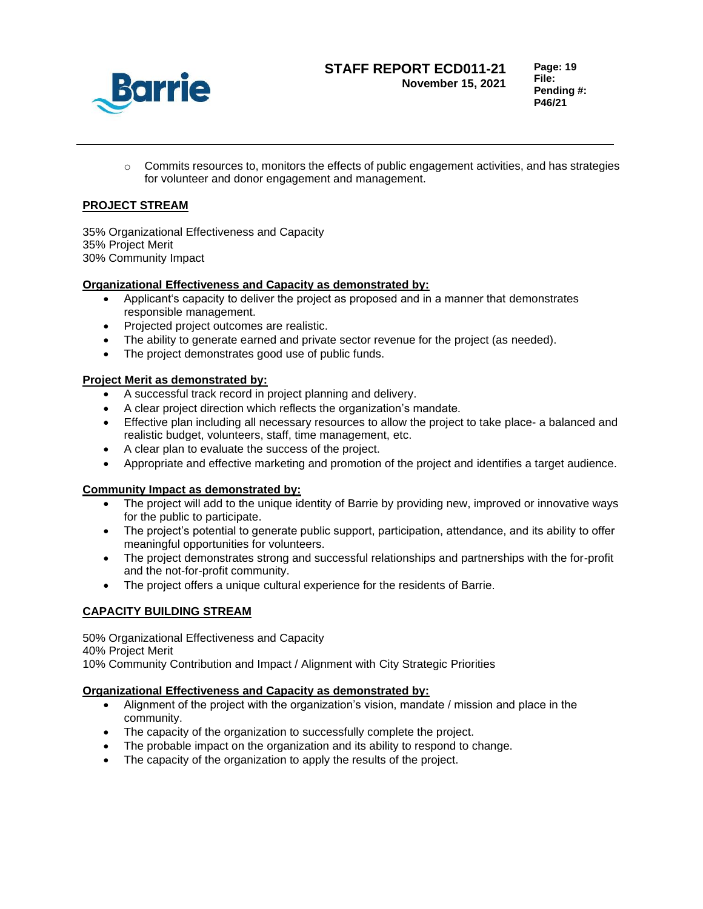- Commits resources to, monitors the effects of public engagement activities, and has strategies for volunteer and donor engagement and management.

## PROJECT STREAM

35% Organizational Effectiveness and Capacity
35% Project Merit
30% Community Impact

### Organizational Effectiveness and Capacity as demonstrated by:

- Applicant's capacity to deliver the project as proposed and in a manner that demonstrates responsible management.
- Projected project outcomes are realistic.
- The ability to generate earned and private sector revenue for the project (as needed).
- The project demonstrates good use of public funds.

### Project Merit as demonstrated by:

- A successful track record in project planning and delivery.
- A clear project direction which reflects the organization's mandate.
- Effective plan including all necessary resources to allow the project to take place- a balanced and realistic budget, volunteers, staff, time management, etc.
- A clear plan to evaluate the success of the project.
- Appropriate and effective marketing and promotion of the project and identifies a target audience.

### Community Impact as demonstrated by:

- The project will add to the unique identity of Barrie by providing new, improved or innovative ways for the public to participate.
- The project's potential to generate public support, participation, attendance, and its ability to offer meaningful opportunities for volunteers.
- The project demonstrates strong and successful relationships and partnerships with the for-profit and the not-for-profit community.
- The project offers a unique cultural experience for the residents of Barrie.

## CAPACITY BUILDING STREAM

50% Organizational Effectiveness and Capacity
40% Project Merit
10% Community Contribution and Impact / Alignment with City Strategic Priorities

### Organizational Effectiveness and Capacity as demonstrated by:

- Alignment of the project with the organization's vision, mandate / mission and place in the community.
- The capacity of the organization to successfully complete the project.
- The probable impact on the organization and its ability to respond to change.
- The capacity of the organization to apply the results of the project.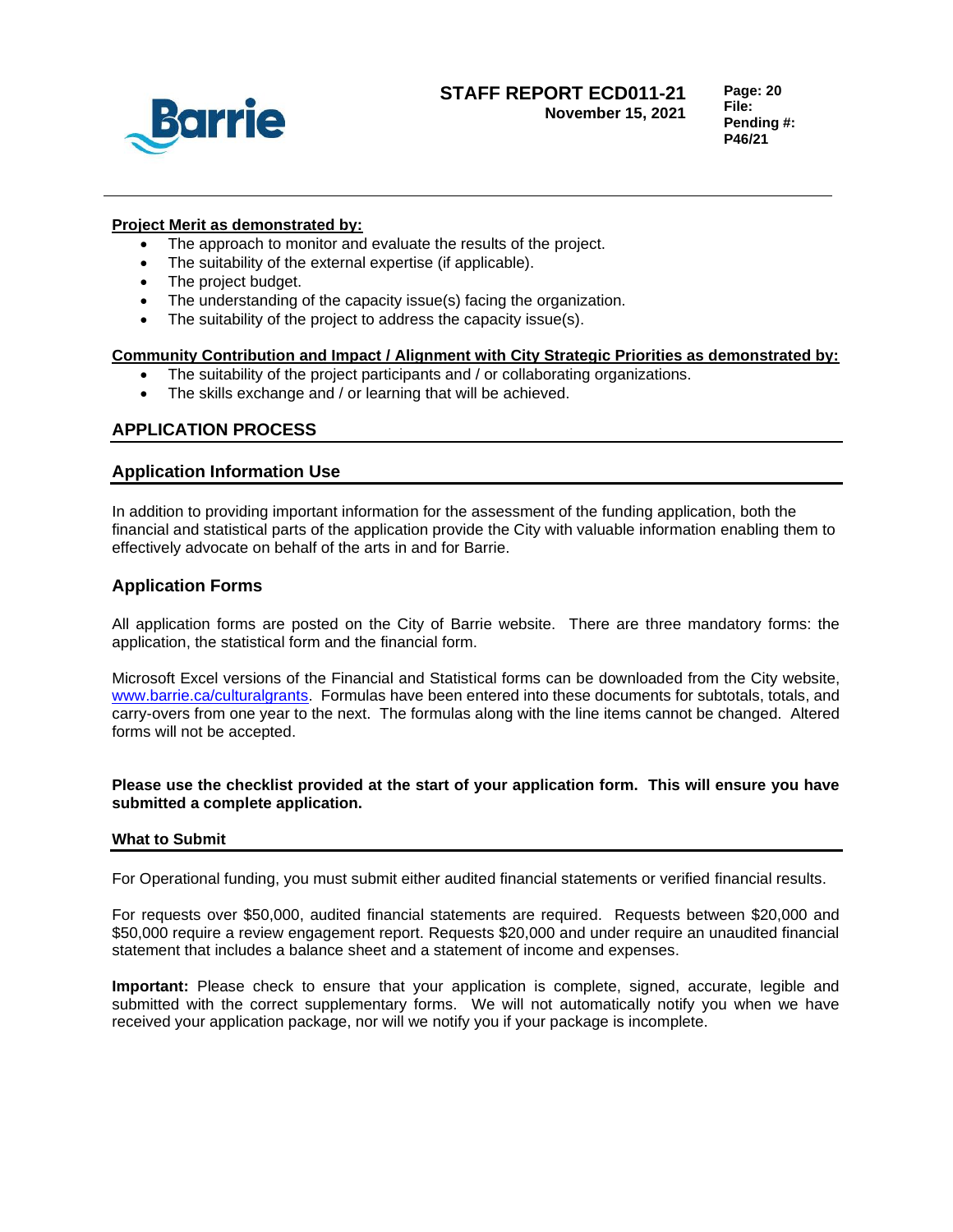**Project Merit as demonstrated by:**

- The approach to monitor and evaluate the results of the project.
- The suitability of the external expertise (if applicable).
- The project budget.
- The understanding of the capacity issue(s) facing the organization.
- The suitability of the project to address the capacity issue(s).

**Community Contribution and Impact / Alignment with City Strategic Priorities as demonstrated by:**

- The suitability of the project participants and / or collaborating organizations.
- The skills exchange and / or learning that will be achieved.

## APPLICATION PROCESS

### Application Information Use

In addition to providing important information for the assessment of the funding application, both the financial and statistical parts of the application provide the City with valuable information enabling them to effectively advocate on behalf of the arts in and for Barrie.

### Application Forms

All application forms are posted on the City of Barrie website. There are three mandatory forms: the application, the statistical form and the financial form.

Microsoft Excel versions of the Financial and Statistical forms can be downloaded from the City website, www.barrie.ca/culturalgrants. Formulas have been entered into these documents for subtotals, totals, and carry-overs from one year to the next. The formulas along with the line items cannot be changed. Altered forms will not be accepted.

**Please use the checklist provided at the start of your application form. This will ensure you have submitted a complete application.**

#### What to Submit

For Operational funding, you must submit either audited financial statements or verified financial results.

For requests over $50,000, audited financial statements are required. Requests between $20,000 and $50,000 require a review engagement report. Requests $20,000 and under require an unaudited financial statement that includes a balance sheet and a statement of income and expenses.

**Important:** Please check to ensure that your application is complete, signed, accurate, legible and submitted with the correct supplementary forms. We will not automatically notify you when we have received your application package, nor will we notify you if your package is incomplete.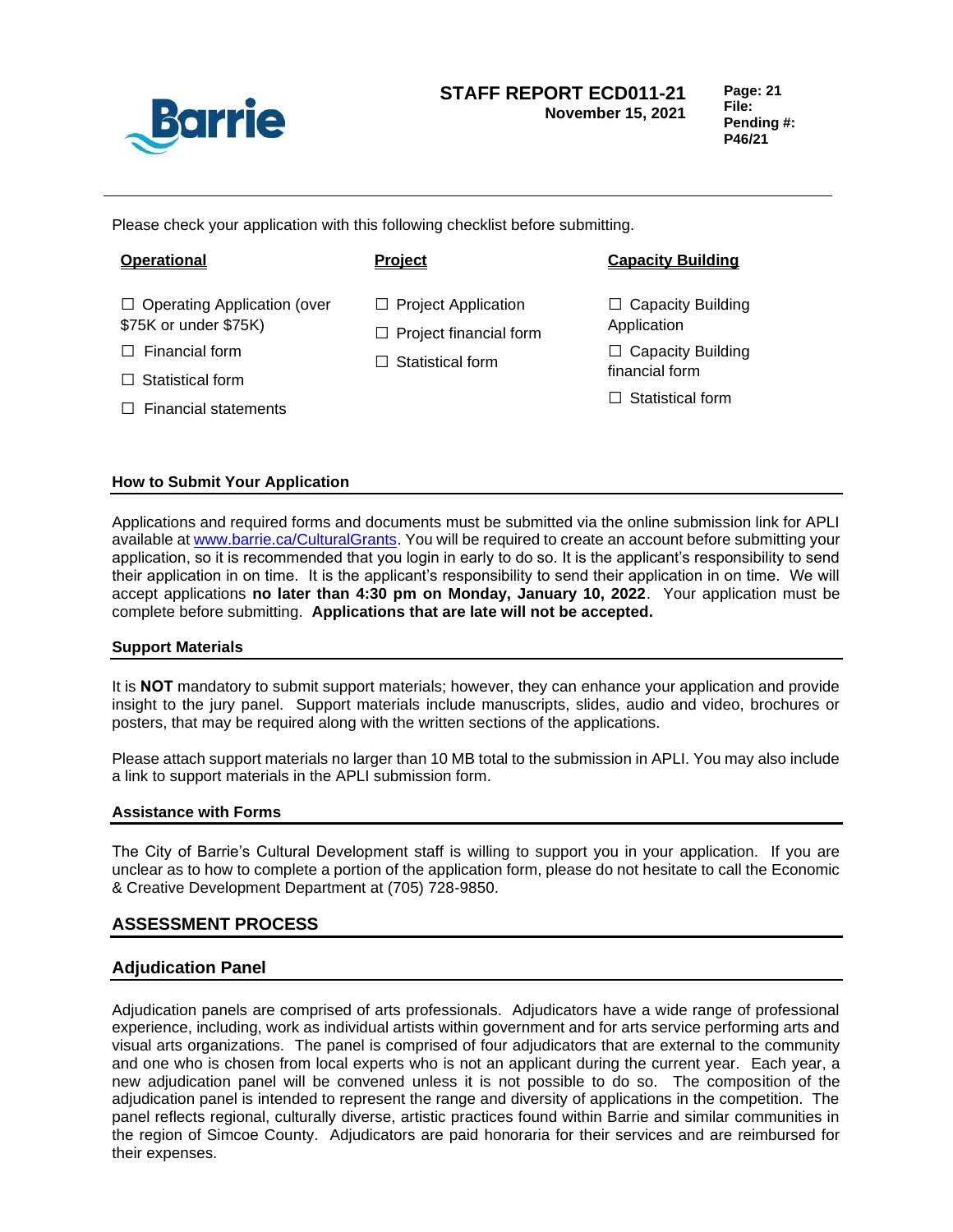Please check your application with this following checklist before submitting.

**Operational**

- ☐ Operating Application (over $75K or under $75K)
- ☐ Financial form
- ☐ Statistical form
- ☐ Financial statements

**Project**

- ☐ Project Application
- ☐ Project financial form
- ☐ Statistical form

**Capacity Building**

- ☐ Capacity Building Application
- ☐ Capacity Building financial form
- ☐ Statistical form

### How to Submit Your Application

Applications and required forms and documents must be submitted via the online submission link for APLI available at [www.barrie.ca/CulturalGrants](http://www.barrie.ca/CulturalGrants). You will be required to create an account before submitting your application, so it is recommended that you login in early to do so. It is the applicant's responsibility to send their application in on time. It is the applicant's responsibility to send their application in on time. We will accept applications **no later than 4:30 pm on Monday, January 10, 2022**. Your application must be complete before submitting. **Applications that are late will not be accepted.**

### Support Materials

It is **NOT** mandatory to submit support materials; however, they can enhance your application and provide insight to the jury panel. Support materials include manuscripts, slides, audio and video, brochures or posters, that may be required along with the written sections of the applications.

Please attach support materials no larger than 10 MB total to the submission in APLI. You may also include a link to support materials in the APLI submission form.

### Assistance with Forms

The City of Barrie's Cultural Development staff is willing to support you in your application. If you are unclear as to how to complete a portion of the application form, please do not hesitate to call the Economic & Creative Development Department at (705) 728-9850.

## ASSESSMENT PROCESS

### Adjudication Panel

Adjudication panels are comprised of arts professionals. Adjudicators have a wide range of professional experience, including, work as individual artists within government and for arts service performing arts and visual arts organizations. The panel is comprised of four adjudicators that are external to the community and one who is chosen from local experts who is not an applicant during the current year. Each year, a new adjudication panel will be convened unless it is not possible to do so. The composition of the adjudication panel is intended to represent the range and diversity of applications in the competition. The panel reflects regional, culturally diverse, artistic practices found within Barrie and similar communities in the region of Simcoe County. Adjudicators are paid honoraria for their services and are reimbursed for their expenses.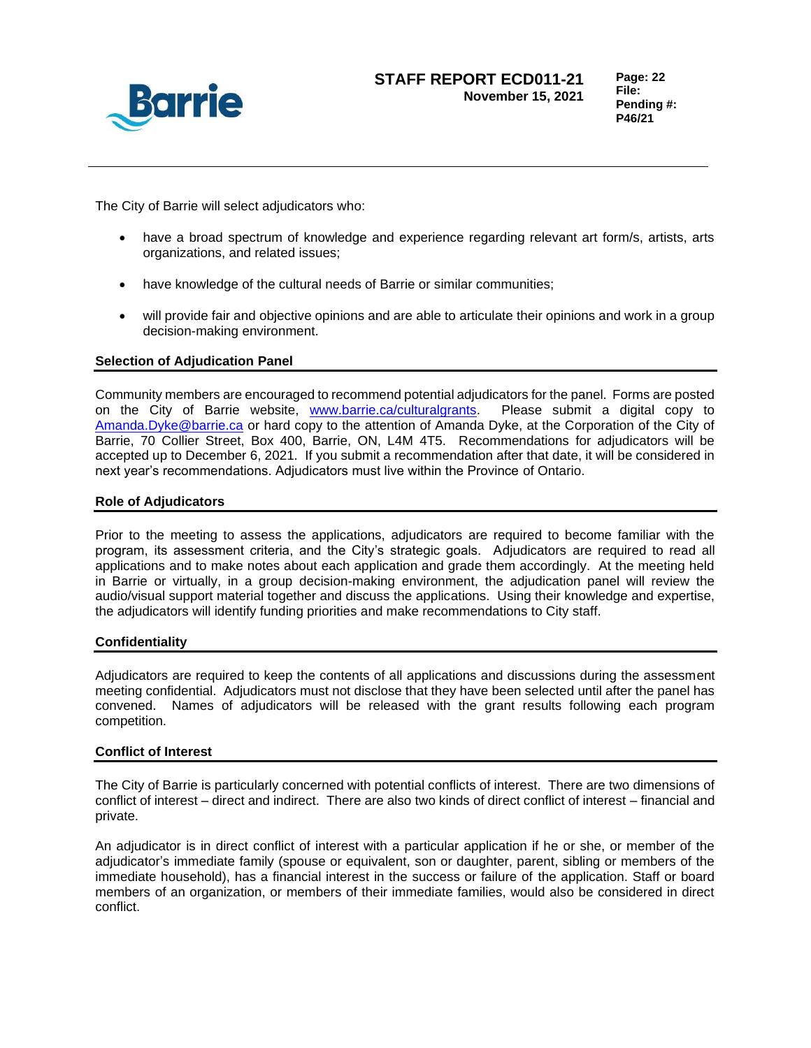The City of Barrie will select adjudicators who:

- have a broad spectrum of knowledge and experience regarding relevant art form/s, artists, arts organizations, and related issues;
- have knowledge of the cultural needs of Barrie or similar communities;
- will provide fair and objective opinions and are able to articulate their opinions and work in a group decision-making environment.

### Selection of Adjudication Panel

Community members are encouraged to recommend potential adjudicators for the panel. Forms are posted on the City of Barrie website, [www.barrie.ca/culturalgrants](www.barrie.ca/culturalgrants). Please submit a digital copy to [Amanda.Dyke@barrie.ca](mailto:Amanda.Dyke@barrie.ca) or hard copy to the attention of Amanda Dyke, at the Corporation of the City of Barrie, 70 Collier Street, Box 400, Barrie, ON, L4M 4T5. Recommendations for adjudicators will be accepted up to December 6, 2021. If you submit a recommendation after that date, it will be considered in next year's recommendations. Adjudicators must live within the Province of Ontario.

### Role of Adjudicators

Prior to the meeting to assess the applications, adjudicators are required to become familiar with the program, its assessment criteria, and the City's strategic goals. Adjudicators are required to read all applications and to make notes about each application and grade them accordingly. At the meeting held in Barrie or virtually, in a group decision-making environment, the adjudication panel will review the audio/visual support material together and discuss the applications. Using their knowledge and expertise, the adjudicators will identify funding priorities and make recommendations to City staff.

### Confidentiality

Adjudicators are required to keep the contents of all applications and discussions during the assessment meeting confidential. Adjudicators must not disclose that they have been selected until after the panel has convened. Names of adjudicators will be released with the grant results following each program competition.

### Conflict of Interest

The City of Barrie is particularly concerned with potential conflicts of interest. There are two dimensions of conflict of interest – direct and indirect. There are also two kinds of direct conflict of interest – financial and private.

An adjudicator is in direct conflict of interest with a particular application if he or she, or member of the adjudicator's immediate family (spouse or equivalent, son or daughter, parent, sibling or members of the immediate household), has a financial interest in the success or failure of the application. Staff or board members of an organization, or members of their immediate families, would also be considered in direct conflict.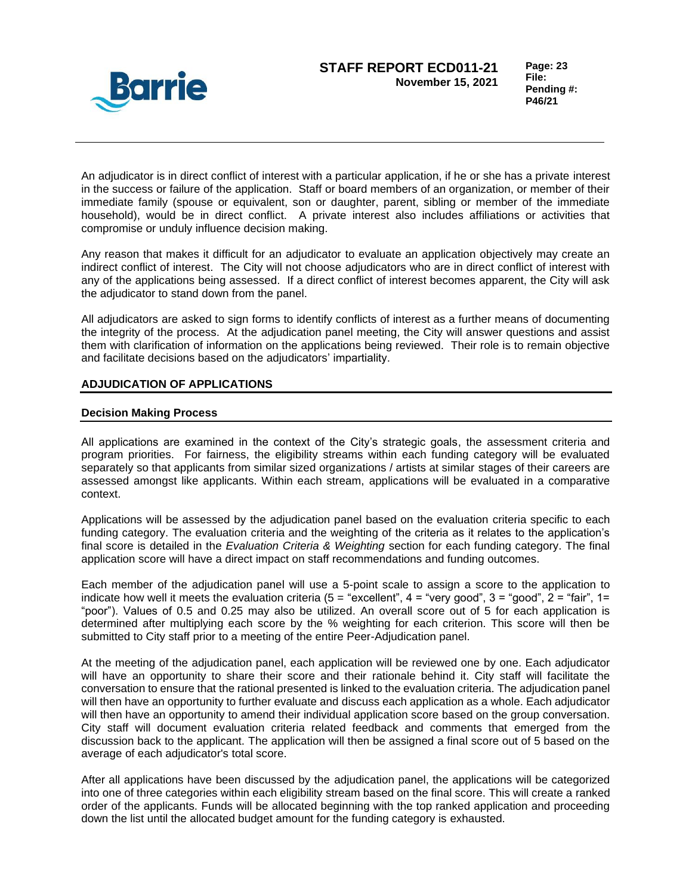An adjudicator is in direct conflict of interest with a particular application, if he or she has a private interest in the success or failure of the application. Staff or board members of an organization, or member of their immediate family (spouse or equivalent, son or daughter, parent, sibling or member of the immediate household), would be in direct conflict. A private interest also includes affiliations or activities that compromise or unduly influence decision making.

Any reason that makes it difficult for an adjudicator to evaluate an application objectively may create an indirect conflict of interest. The City will not choose adjudicators who are in direct conflict of interest with any of the applications being assessed. If a direct conflict of interest becomes apparent, the City will ask the adjudicator to stand down from the panel.

All adjudicators are asked to sign forms to identify conflicts of interest as a further means of documenting the integrity of the process. At the adjudication panel meeting, the City will answer questions and assist them with clarification of information on the applications being reviewed. Their role is to remain objective and facilitate decisions based on the adjudicators' impartiality.

## ADJUDICATION OF APPLICATIONS

### Decision Making Process

All applications are examined in the context of the City's strategic goals, the assessment criteria and program priorities. For fairness, the eligibility streams within each funding category will be evaluated separately so that applicants from similar sized organizations / artists at similar stages of their careers are assessed amongst like applicants. Within each stream, applications will be evaluated in a comparative context.

Applications will be assessed by the adjudication panel based on the evaluation criteria specific to each funding category. The evaluation criteria and the weighting of the criteria as it relates to the application's final score is detailed in the *Evaluation Criteria & Weighting* section for each funding category. The final application score will have a direct impact on staff recommendations and funding outcomes.

Each member of the adjudication panel will use a 5-point scale to assign a score to the application to indicate how well it meets the evaluation criteria (5 = "excellent", 4 = "very good", 3 = "good", 2 = "fair", 1= "poor"). Values of 0.5 and 0.25 may also be utilized. An overall score out of 5 for each application is determined after multiplying each score by the % weighting for each criterion. This score will then be submitted to City staff prior to a meeting of the entire Peer-Adjudication panel.

At the meeting of the adjudication panel, each application will be reviewed one by one. Each adjudicator will have an opportunity to share their score and their rationale behind it. City staff will facilitate the conversation to ensure that the rational presented is linked to the evaluation criteria. The adjudication panel will then have an opportunity to further evaluate and discuss each application as a whole. Each adjudicator will then have an opportunity to amend their individual application score based on the group conversation. City staff will document evaluation criteria related feedback and comments that emerged from the discussion back to the applicant. The application will then be assigned a final score out of 5 based on the average of each adjudicator's total score.

After all applications have been discussed by the adjudication panel, the applications will be categorized into one of three categories within each eligibility stream based on the final score. This will create a ranked order of the applicants. Funds will be allocated beginning with the top ranked application and proceeding down the list until the allocated budget amount for the funding category is exhausted.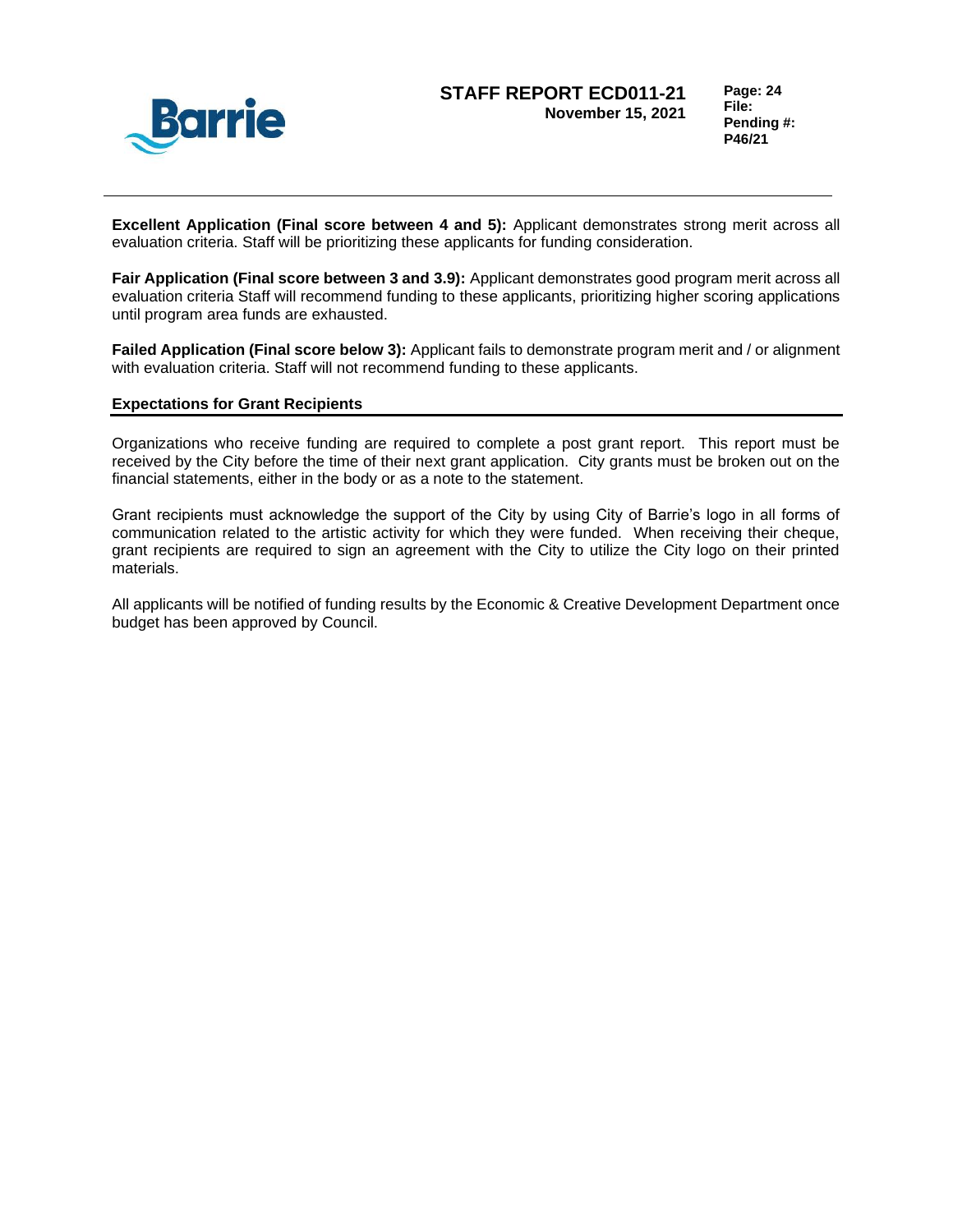**Excellent Application (Final score between 4 and 5):** Applicant demonstrates strong merit across all evaluation criteria. Staff will be prioritizing these applicants for funding consideration.

**Fair Application (Final score between 3 and 3.9):** Applicant demonstrates good program merit across all evaluation criteria Staff will recommend funding to these applicants, prioritizing higher scoring applications until program area funds are exhausted.

**Failed Application (Final score below 3):** Applicant fails to demonstrate program merit and / or alignment with evaluation criteria. Staff will not recommend funding to these applicants.

## Expectations for Grant Recipients

Organizations who receive funding are required to complete a post grant report. This report must be received by the City before the time of their next grant application. City grants must be broken out on the financial statements, either in the body or as a note to the statement.

Grant recipients must acknowledge the support of the City by using City of Barrie's logo in all forms of communication related to the artistic activity for which they were funded. When receiving their cheque, grant recipients are required to sign an agreement with the City to utilize the City logo on their printed materials.

All applicants will be notified of funding results by the Economic & Creative Development Department once budget has been approved by Council.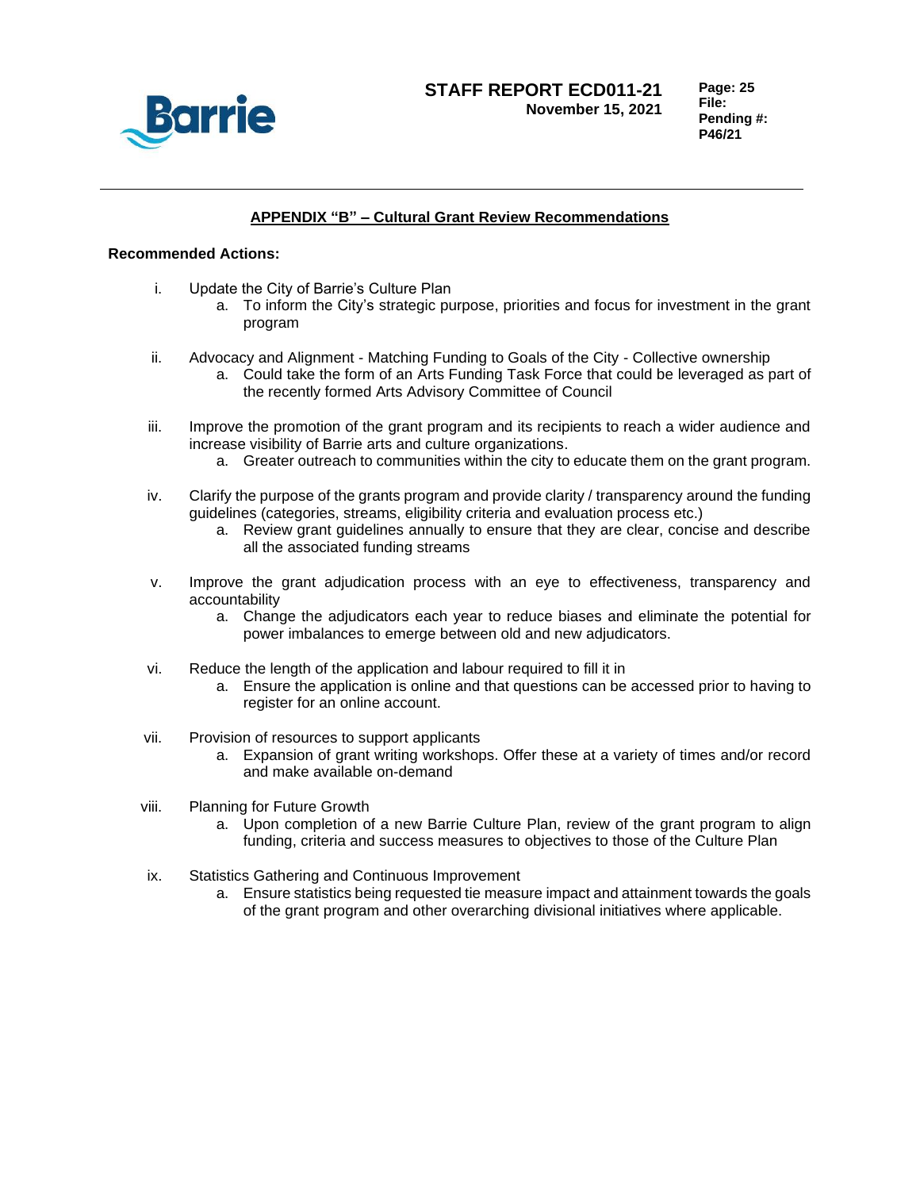## APPENDIX "B" – Cultural Grant Review Recommendations

**Recommended Actions:**

i. Update the City of Barrie's Culture Plan
   a. To inform the City's strategic purpose, priorities and focus for investment in the grant program

ii. Advocacy and Alignment - Matching Funding to Goals of the City - Collective ownership
   a. Could take the form of an Arts Funding Task Force that could be leveraged as part of the recently formed Arts Advisory Committee of Council

iii. Improve the promotion of the grant program and its recipients to reach a wider audience and increase visibility of Barrie arts and culture organizations.
   a. Greater outreach to communities within the city to educate them on the grant program.

iv. Clarify the purpose of the grants program and provide clarity / transparency around the funding guidelines (categories, streams, eligibility criteria and evaluation process etc.)
   a. Review grant guidelines annually to ensure that they are clear, concise and describe all the associated funding streams

v. Improve the grant adjudication process with an eye to effectiveness, transparency and accountability
   a. Change the adjudicators each year to reduce biases and eliminate the potential for power imbalances to emerge between old and new adjudicators.

vi. Reduce the length of the application and labour required to fill it in
   a. Ensure the application is online and that questions can be accessed prior to having to register for an online account.

vii. Provision of resources to support applicants
   a. Expansion of grant writing workshops. Offer these at a variety of times and/or record and make available on-demand

viii. Planning for Future Growth
   a. Upon completion of a new Barrie Culture Plan, review of the grant program to align funding, criteria and success measures to objectives to those of the Culture Plan

ix. Statistics Gathering and Continuous Improvement
   a. Ensure statistics being requested tie measure impact and attainment towards the goals of the grant program and other overarching divisional initiatives where applicable.